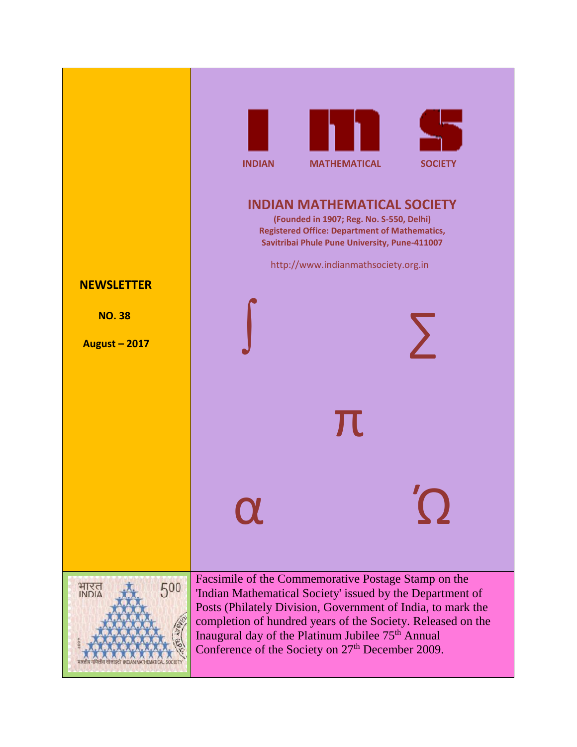**INDIAN MATHEMATICAL SOCIETY**

# INDIAN MATHEMATICAL SOCIETY

**(Founded in 1907; Reg. No. S-550, Delhi)**
**Registered Office: Department of Mathematics, Savitribai Phule Pune University, Pune-411007**

http://www.indianmathsociety.org.in

## NEWSLETTER

**NO. 38**

**August – 2017**

$\int$ $\sum$ $\pi$ $\alpha$ $\Omega$

Facsimile of the Commemorative Postage Stamp on the 'Indian Mathematical Society' issued by the Department of Posts (Philately Division, Government of India, to mark the completion of hundred years of the Society. Released on the Inaugural day of the Platinum Jubilee 75th Annual Conference of the Society on 27th December 2009.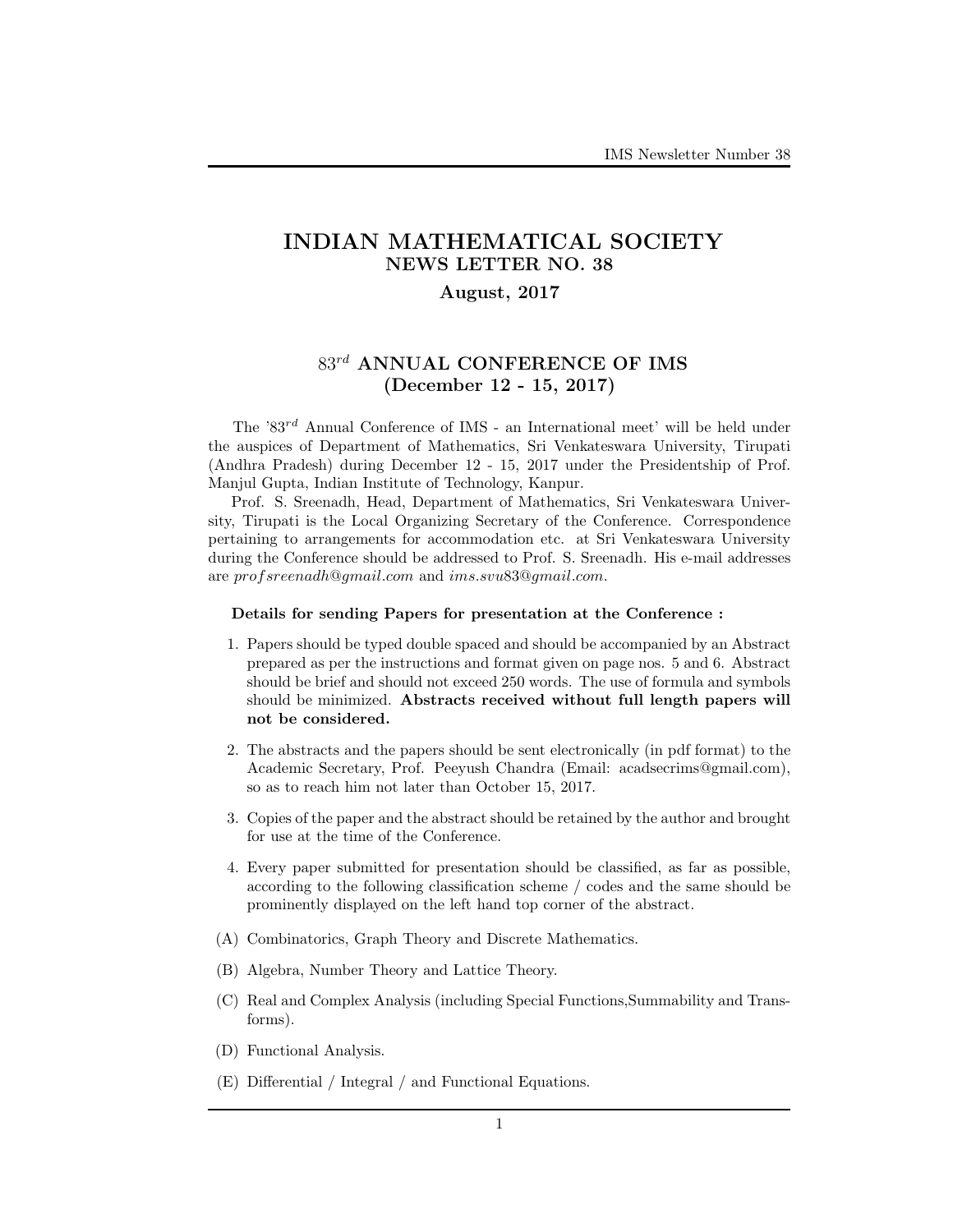# INDIAN MATHEMATICAL SOCIETY
## NEWS LETTER NO. 38
### August, 2017

## $83^{rd}$ ANNUAL CONFERENCE OF IMS
### (December 12 - 15, 2017)

The '$83^{rd}$ Annual Conference of IMS - an International meet' will be held under the auspices of Department of Mathematics, Sri Venkateswara University, Tirupati (Andhra Pradesh) during December 12 - 15, 2017 under the Presidentship of Prof. Manjul Gupta, Indian Institute of Technology, Kanpur.

Prof. S. Sreenadh, Head, Department of Mathematics, Sri Venkateswara University, Tirupati is the Local Organizing Secretary of the Conference. Correspondence pertaining to arrangements for accommodation etc. at Sri Venkateswara University during the Conference should be addressed to Prof. S. Sreenadh. His e-mail addresses are *profsreenadh@gmail.com* and *ims.svu83@gmail.com*.

**Details for sending Papers for presentation at the Conference :**

1. Papers should be typed double spaced and should be accompanied by an Abstract prepared as per the instructions and format given on page nos. 5 and 6. Abstract should be brief and should not exceed 250 words. The use of formula and symbols should be minimized. **Abstracts received without full length papers will not be considered.**

2. The abstracts and the papers should be sent electronically (in pdf format) to the Academic Secretary, Prof. Peeyush Chandra (Email: acadsecrims@gmail.com), so as to reach him not later than October 15, 2017.

3. Copies of the paper and the abstract should be retained by the author and brought for use at the time of the Conference.

4. Every paper submitted for presentation should be classified, as far as possible, according to the following classification scheme / codes and the same should be prominently displayed on the left hand top corner of the abstract.

(A) Combinatorics, Graph Theory and Discrete Mathematics.

(B) Algebra, Number Theory and Lattice Theory.

(C) Real and Complex Analysis (including Special Functions,Summability and Transforms).

(D) Functional Analysis.

(E) Differential / Integral / and Functional Equations.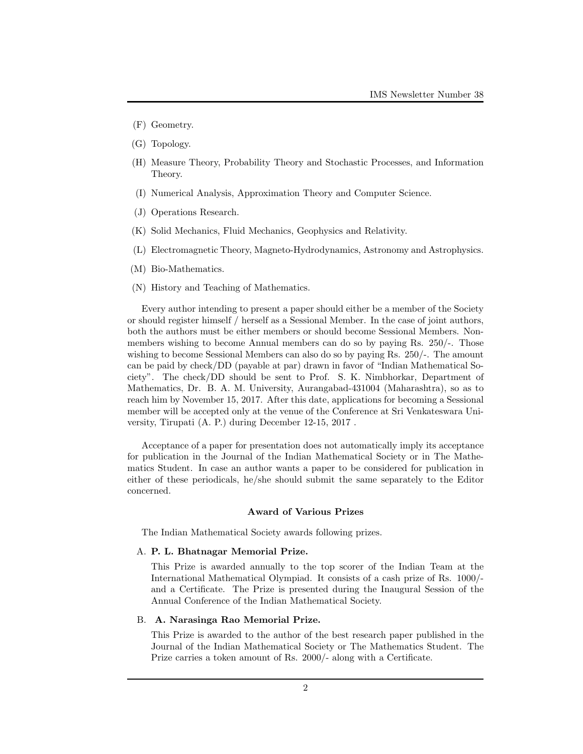(F) Geometry.

(G) Topology.

(H) Measure Theory, Probability Theory and Stochastic Processes, and Information Theory.

(I) Numerical Analysis, Approximation Theory and Computer Science.

(J) Operations Research.

(K) Solid Mechanics, Fluid Mechanics, Geophysics and Relativity.

(L) Electromagnetic Theory, Magneto-Hydrodynamics, Astronomy and Astrophysics.

(M) Bio-Mathematics.

(N) History and Teaching of Mathematics.

Every author intending to present a paper should either be a member of the Society or should register himself / herself as a Sessional Member. In the case of joint authors, both the authors must be either members or should become Sessional Members. Non-members wishing to become Annual members can do so by paying Rs. 250/-. Those wishing to become Sessional Members can also do so by paying Rs. 250/-. The amount can be paid by check/DD (payable at par) drawn in favor of "Indian Mathematical Society". The check/DD should be sent to Prof. S. K. Nimbhorkar, Department of Mathematics, Dr. B. A. M. University, Aurangabad-431004 (Maharashtra), so as to reach him by November 15, 2017. After this date, applications for becoming a Sessional member will be accepted only at the venue of the Conference at Sri Venkateswara University, Tirupati (A. P.) during December 12-15, 2017 .

Acceptance of a paper for presentation does not automatically imply its acceptance for publication in the Journal of the Indian Mathematical Society or in The Mathematics Student. In case an author wants a paper to be considered for publication in either of these periodicals, he/she should submit the same separately to the Editor concerned.

**Award of Various Prizes**

The Indian Mathematical Society awards following prizes.

A. **P. L. Bhatnagar Memorial Prize.**

This Prize is awarded annually to the top scorer of the Indian Team at the International Mathematical Olympiad. It consists of a cash prize of Rs. 1000/- and a Certificate. The Prize is presented during the Inaugural Session of the Annual Conference of the Indian Mathematical Society.

B. **A. Narasinga Rao Memorial Prize.**

This Prize is awarded to the author of the best research paper published in the Journal of the Indian Mathematical Society or The Mathematics Student. The Prize carries a token amount of Rs. 2000/- along with a Certificate.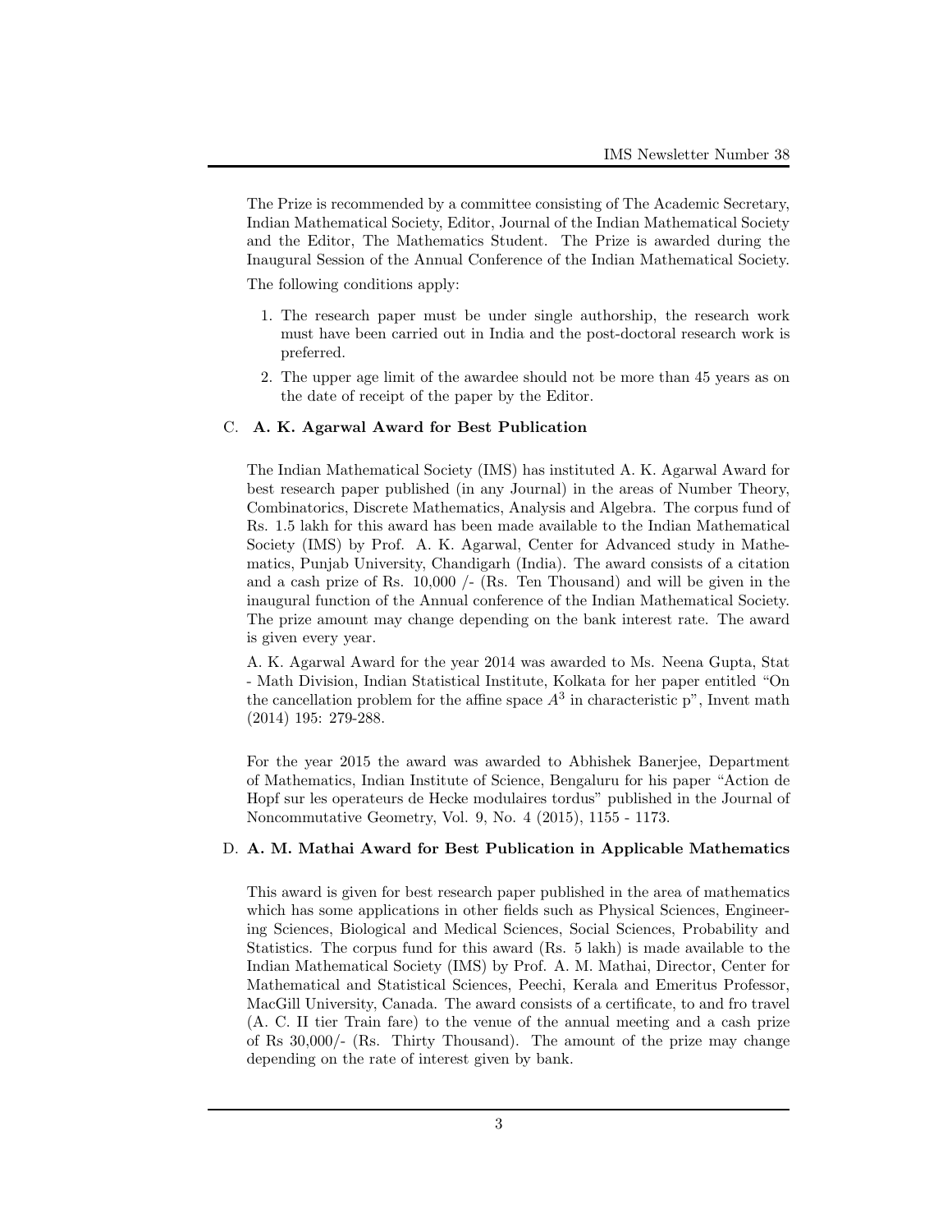The Prize is recommended by a committee consisting of The Academic Secretary, Indian Mathematical Society, Editor, Journal of the Indian Mathematical Society and the Editor, The Mathematics Student. The Prize is awarded during the Inaugural Session of the Annual Conference of the Indian Mathematical Society.

The following conditions apply:

1. The research paper must be under single authorship, the research work must have been carried out in India and the post-doctoral research work is preferred.
2. The upper age limit of the awardee should not be more than 45 years as on the date of receipt of the paper by the Editor.

C. **A. K. Agarwal Award for Best Publication**

The Indian Mathematical Society (IMS) has instituted A. K. Agarwal Award for best research paper published (in any Journal) in the areas of Number Theory, Combinatorics, Discrete Mathematics, Analysis and Algebra. The corpus fund of Rs. 1.5 lakh for this award has been made available to the Indian Mathematical Society (IMS) by Prof. A. K. Agarwal, Center for Advanced study in Mathematics, Punjab University, Chandigarh (India). The award consists of a citation and a cash prize of Rs. 10,000 /- (Rs. Ten Thousand) and will be given in the inaugural function of the Annual conference of the Indian Mathematical Society. The prize amount may change depending on the bank interest rate. The award is given every year.

A. K. Agarwal Award for the year 2014 was awarded to Ms. Neena Gupta, Stat - Math Division, Indian Statistical Institute, Kolkata for her paper entitled "On the cancellation problem for the affine space $A^3$ in characteristic p", Invent math (2014) 195: 279-288.

For the year 2015 the award was awarded to Abhishek Banerjee, Department of Mathematics, Indian Institute of Science, Bengaluru for his paper "Action de Hopf sur les operateurs de Hecke modulaires tordus" published in the Journal of Noncommutative Geometry, Vol. 9, No. 4 (2015), 1155 - 1173.

D. **A. M. Mathai Award for Best Publication in Applicable Mathematics**

This award is given for best research paper published in the area of mathematics which has some applications in other fields such as Physical Sciences, Engineering Sciences, Biological and Medical Sciences, Social Sciences, Probability and Statistics. The corpus fund for this award (Rs. 5 lakh) is made available to the Indian Mathematical Society (IMS) by Prof. A. M. Mathai, Director, Center for Mathematical and Statistical Sciences, Peechi, Kerala and Emeritus Professor, MacGill University, Canada. The award consists of a certificate, to and fro travel (A. C. II tier Train fare) to the venue of the annual meeting and a cash prize of Rs 30,000/- (Rs. Thirty Thousand). The amount of the prize may change depending on the rate of interest given by bank.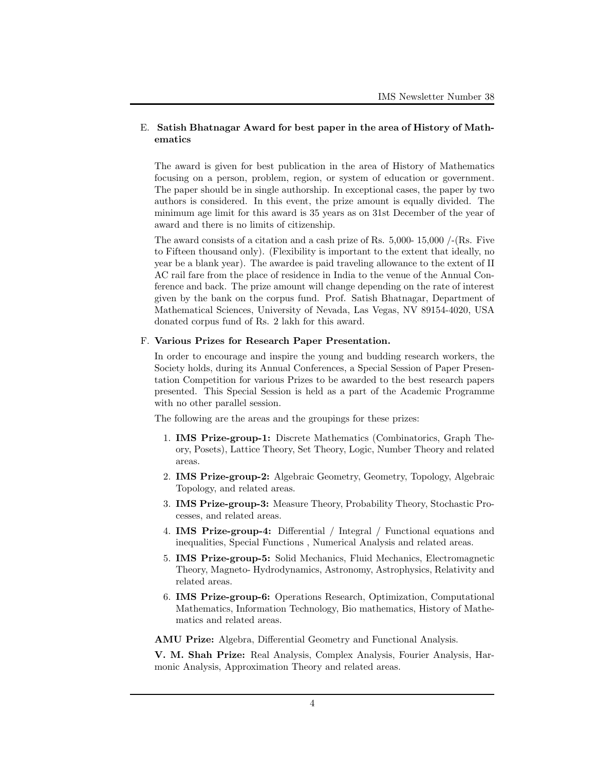E. **Satish Bhatnagar Award for best paper in the area of History of Mathematics**

The award is given for best publication in the area of History of Mathematics focusing on a person, problem, region, or system of education or government. The paper should be in single authorship. In exceptional cases, the paper by two authors is considered. In this event, the prize amount is equally divided. The minimum age limit for this award is 35 years as on 31st December of the year of award and there is no limits of citizenship.

The award consists of a citation and a cash prize of Rs. 5,000- 15,000 /-(Rs. Five to Fifteen thousand only). (Flexibility is important to the extent that ideally, no year be a blank year). The awardee is paid traveling allowance to the extent of II AC rail fare from the place of residence in India to the venue of the Annual Conference and back. The prize amount will change depending on the rate of interest given by the bank on the corpus fund. Prof. Satish Bhatnagar, Department of Mathematical Sciences, University of Nevada, Las Vegas, NV 89154-4020, USA donated corpus fund of Rs. 2 lakh for this award.

F. **Various Prizes for Research Paper Presentation.**

In order to encourage and inspire the young and budding research workers, the Society holds, during its Annual Conferences, a Special Session of Paper Presentation Competition for various Prizes to be awarded to the best research papers presented. This Special Session is held as a part of the Academic Programme with no other parallel session.

The following are the areas and the groupings for these prizes:

1. **IMS Prize-group-1:** Discrete Mathematics (Combinatorics, Graph Theory, Posets), Lattice Theory, Set Theory, Logic, Number Theory and related areas.
2. **IMS Prize-group-2:** Algebraic Geometry, Geometry, Topology, Algebraic Topology, and related areas.
3. **IMS Prize-group-3:** Measure Theory, Probability Theory, Stochastic Processes, and related areas.
4. **IMS Prize-group-4:** Differential / Integral / Functional equations and inequalities, Special Functions , Numerical Analysis and related areas.
5. **IMS Prize-group-5:** Solid Mechanics, Fluid Mechanics, Electromagnetic Theory, Magneto- Hydrodynamics, Astronomy, Astrophysics, Relativity and related areas.
6. **IMS Prize-group-6:** Operations Research, Optimization, Computational Mathematics, Information Technology, Bio mathematics, History of Mathematics and related areas.

**AMU Prize:** Algebra, Differential Geometry and Functional Analysis.

**V. M. Shah Prize:** Real Analysis, Complex Analysis, Fourier Analysis, Harmonic Analysis, Approximation Theory and related areas.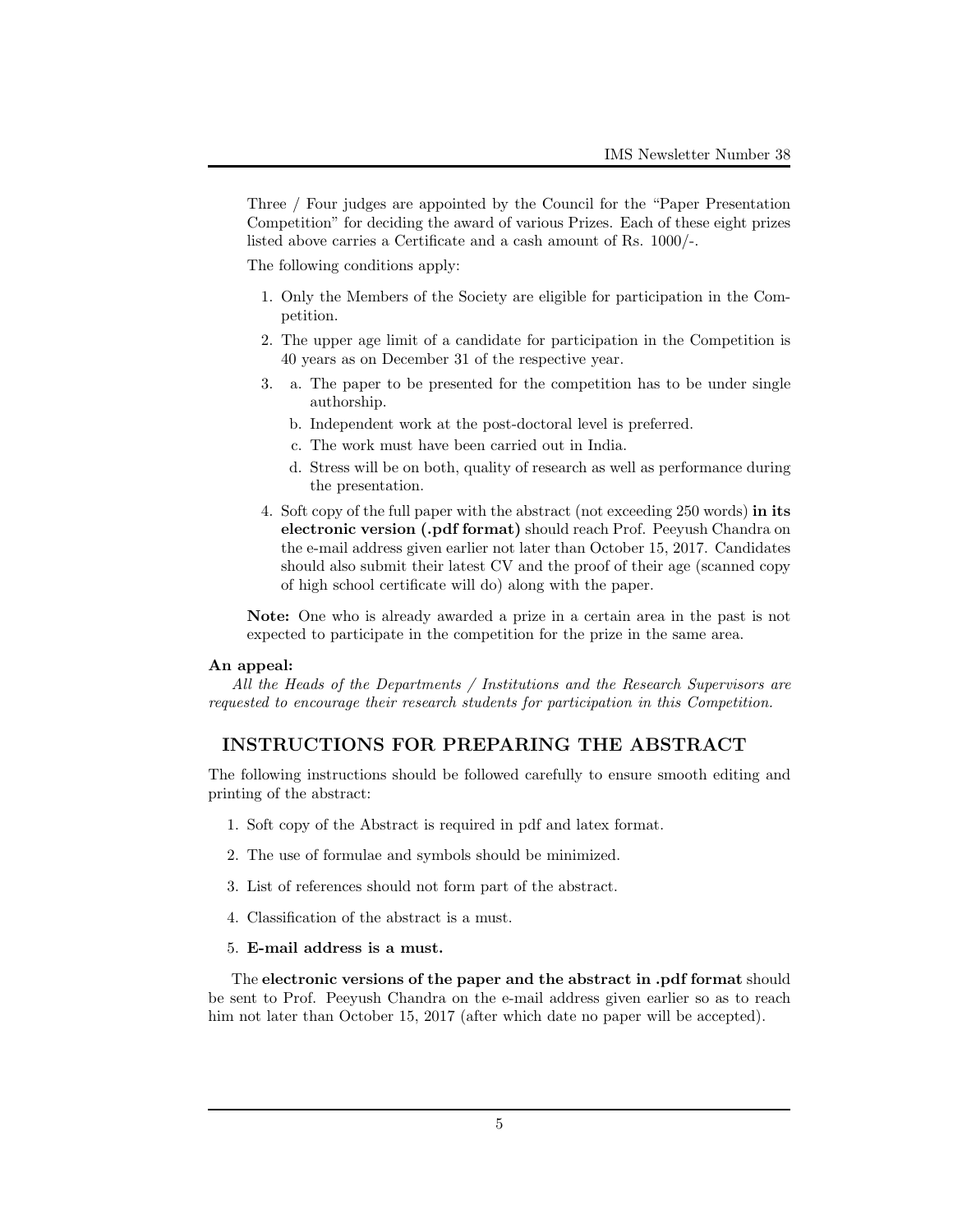Three / Four judges are appointed by the Council for the "Paper Presentation Competition" for deciding the award of various Prizes. Each of these eight prizes listed above carries a Certificate and a cash amount of Rs. 1000/-.

The following conditions apply:

1. Only the Members of the Society are eligible for participation in the Competition.
2. The upper age limit of a candidate for participation in the Competition is 40 years as on December 31 of the respective year.
3. a. The paper to be presented for the competition has to be under single authorship.
   b. Independent work at the post-doctoral level is preferred.
   c. The work must have been carried out in India.
   d. Stress will be on both, quality of research as well as performance during the presentation.
4. Soft copy of the full paper with the abstract (not exceeding 250 words) **in its electronic version (.pdf format)** should reach Prof. Peeyush Chandra on the e-mail address given earlier not later than October 15, 2017. Candidates should also submit their latest CV and the proof of their age (scanned copy of high school certificate will do) along with the paper.

**Note:** One who is already awarded a prize in a certain area in the past is not expected to participate in the competition for the prize in the same area.

**An appeal:**

*All the Heads of the Departments / Institutions and the Research Supervisors are requested to encourage their research students for participation in this Competition.*

## INSTRUCTIONS FOR PREPARING THE ABSTRACT

The following instructions should be followed carefully to ensure smooth editing and printing of the abstract:

1. Soft copy of the Abstract is required in pdf and latex format.
2. The use of formulae and symbols should be minimized.
3. List of references should not form part of the abstract.
4. Classification of the abstract is a must.
5. **E-mail address is a must.**

The **electronic versions of the paper and the abstract in .pdf format** should be sent to Prof. Peeyush Chandra on the e-mail address given earlier so as to reach him not later than October 15, 2017 (after which date no paper will be accepted).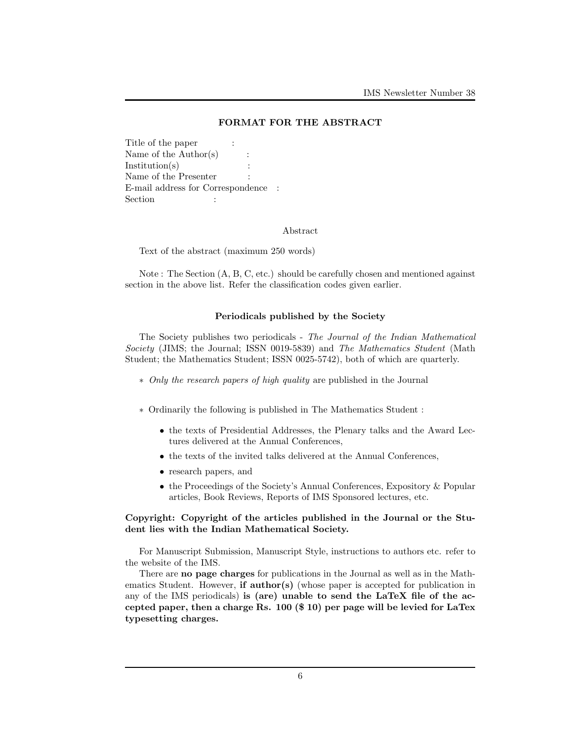## FORMAT FOR THE ABSTRACT

Title of the paper :
Name of the Author(s) :
Institution(s) :
Name of the Presenter :
E-mail address for Correspondence :
Section :

Abstract

Text of the abstract (maximum 250 words)

Note : The Section (A, B, C, etc.) should be carefully chosen and mentioned against section in the above list. Refer the classification codes given earlier.

### Periodicals published by the Society

The Society publishes two periodicals - *The Journal of the Indian Mathematical Society* (JIMS; the Journal; ISSN 0019-5839) and *The Mathematics Student* (Math Student; the Mathematics Student; ISSN 0025-5742), both of which are quarterly.

∗ *Only the research papers of high quality* are published in the Journal

∗ Ordinarily the following is published in The Mathematics Student :

- the texts of Presidential Addresses, the Plenary talks and the Award Lectures delivered at the Annual Conferences,
- the texts of the invited talks delivered at the Annual Conferences,
- research papers, and
- the Proceedings of the Society's Annual Conferences, Expository & Popular articles, Book Reviews, Reports of IMS Sponsored lectures, etc.

**Copyright: Copyright of the articles published in the Journal or the Student lies with the Indian Mathematical Society.**

For Manuscript Submission, Manuscript Style, instructions to authors etc. refer to the website of the IMS.

There are **no page charges** for publications in the Journal as well as in the Mathematics Student. However, **if author(s)** (whose paper is accepted for publication in any of the IMS periodicals) **is (are) unable to send the LaTeX file of the accepted paper, then a charge Rs. 100 ($ 10) per page will be levied for LaTex typesetting charges.**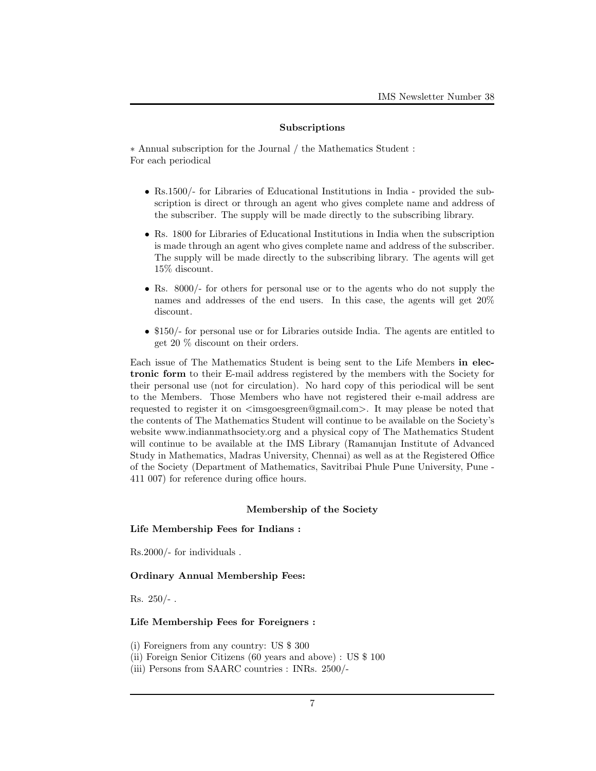## Subscriptions

∗ Annual subscription for the Journal / the Mathematics Student :
For each periodical

- Rs.1500/- for Libraries of Educational Institutions in India - provided the subscription is direct or through an agent who gives complete name and address of the subscriber. The supply will be made directly to the subscribing library.
- Rs. 1800 for Libraries of Educational Institutions in India when the subscription is made through an agent who gives complete name and address of the subscriber. The supply will be made directly to the subscribing library. The agents will get 15% discount.
- Rs. 8000/- for others for personal use or to the agents who do not supply the names and addresses of the end users. In this case, the agents will get 20% discount.
- $150/- for personal use or for Libraries outside India. The agents are entitled to get 20 % discount on their orders.

Each issue of The Mathematics Student is being sent to the Life Members **in electronic form** to their E-mail address registered by the members with the Society for their personal use (not for circulation). No hard copy of this periodical will be sent to the Members. Those Members who have not registered their e-mail address are requested to register it on <imsgoesgreen@gmail.com>. It may please be noted that the contents of The Mathematics Student will continue to be available on the Society's website www.indianmathsociety.org and a physical copy of The Mathematics Student will continue to be available at the IMS Library (Ramanujan Institute of Advanced Study in Mathematics, Madras University, Chennai) as well as at the Registered Office of the Society (Department of Mathematics, Savitribai Phule Pune University, Pune - 411 007) for reference during office hours.

## Membership of the Society

**Life Membership Fees for Indians :**

Rs.2000/- for individuals .

**Ordinary Annual Membership Fees:**

Rs. 250/- .

**Life Membership Fees for Foreigners :**

(i) Foreigners from any country: US $ 300
(ii) Foreign Senior Citizens (60 years and above) : US $ 100
(iii) Persons from SAARC countries : INRs. 2500/-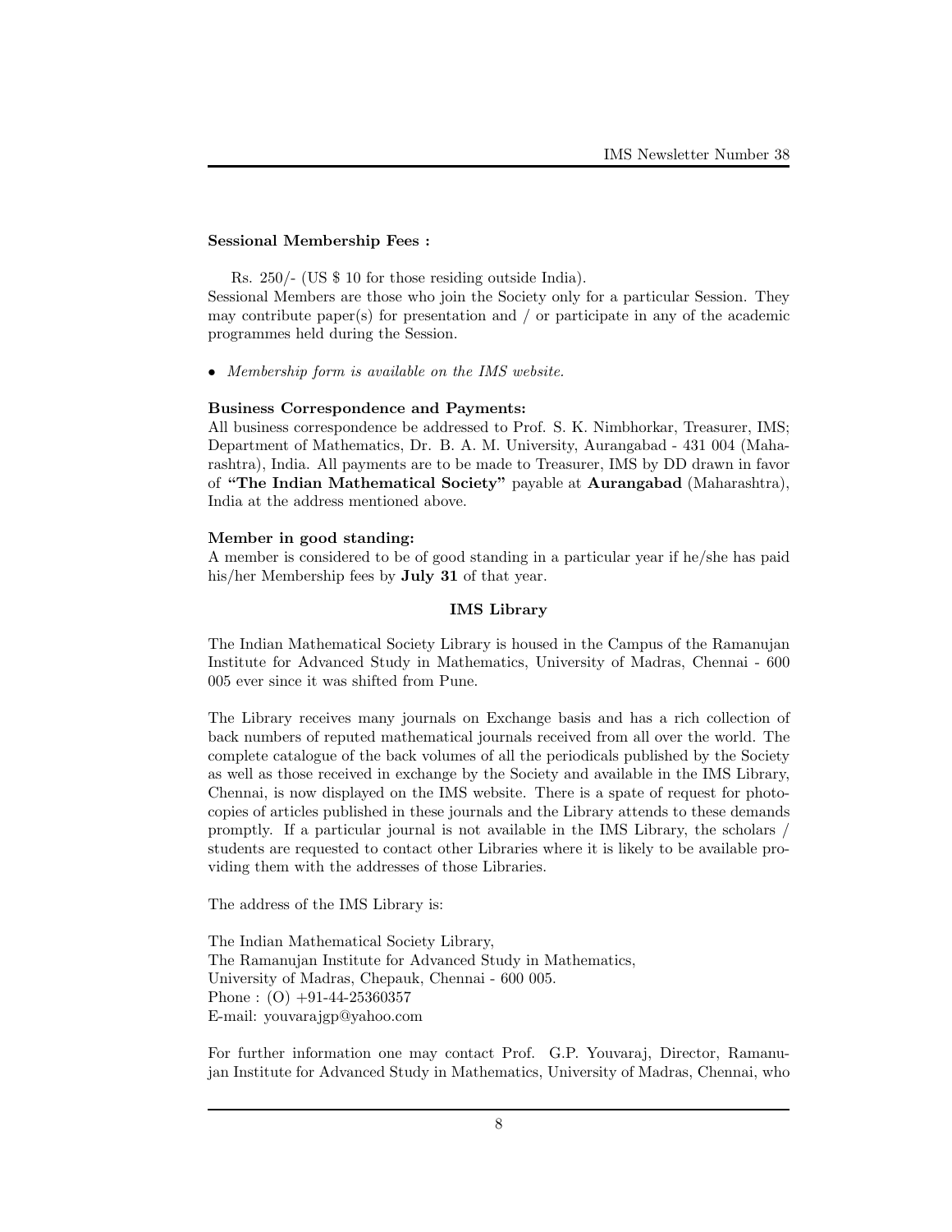**Sessional Membership Fees :**

Rs. 250/- (US $ 10 for those residing outside India).
Sessional Members are those who join the Society only for a particular Session. They may contribute paper(s) for presentation and / or participate in any of the academic programmes held during the Session.

- *Membership form is available on the IMS website.*

**Business Correspondence and Payments:**
All business correspondence be addressed to Prof. S. K. Nimbhorkar, Treasurer, IMS; Department of Mathematics, Dr. B. A. M. University, Aurangabad - 431 004 (Maharashtra), India. All payments are to be made to Treasurer, IMS by DD drawn in favor of **"The Indian Mathematical Society"** payable at **Aurangabad** (Maharashtra), India at the address mentioned above.

**Member in good standing:**
A member is considered to be of good standing in a particular year if he/she has paid his/her Membership fees by **July 31** of that year.

## IMS Library

The Indian Mathematical Society Library is housed in the Campus of the Ramanujan Institute for Advanced Study in Mathematics, University of Madras, Chennai - 600 005 ever since it was shifted from Pune.

The Library receives many journals on Exchange basis and has a rich collection of back numbers of reputed mathematical journals received from all over the world. The complete catalogue of the back volumes of all the periodicals published by the Society as well as those received in exchange by the Society and available in the IMS Library, Chennai, is now displayed on the IMS website. There is a spate of request for photocopies of articles published in these journals and the Library attends to these demands promptly. If a particular journal is not available in the IMS Library, the scholars / students are requested to contact other Libraries where it is likely to be available providing them with the addresses of those Libraries.

The address of the IMS Library is:

The Indian Mathematical Society Library,
The Ramanujan Institute for Advanced Study in Mathematics,
University of Madras, Chepauk, Chennai - 600 005.
Phone : (O) +91-44-25360357
E-mail: youvarajgp@yahoo.com

For further information one may contact Prof. G.P. Youvaraj, Director, Ramanujan Institute for Advanced Study in Mathematics, University of Madras, Chennai, who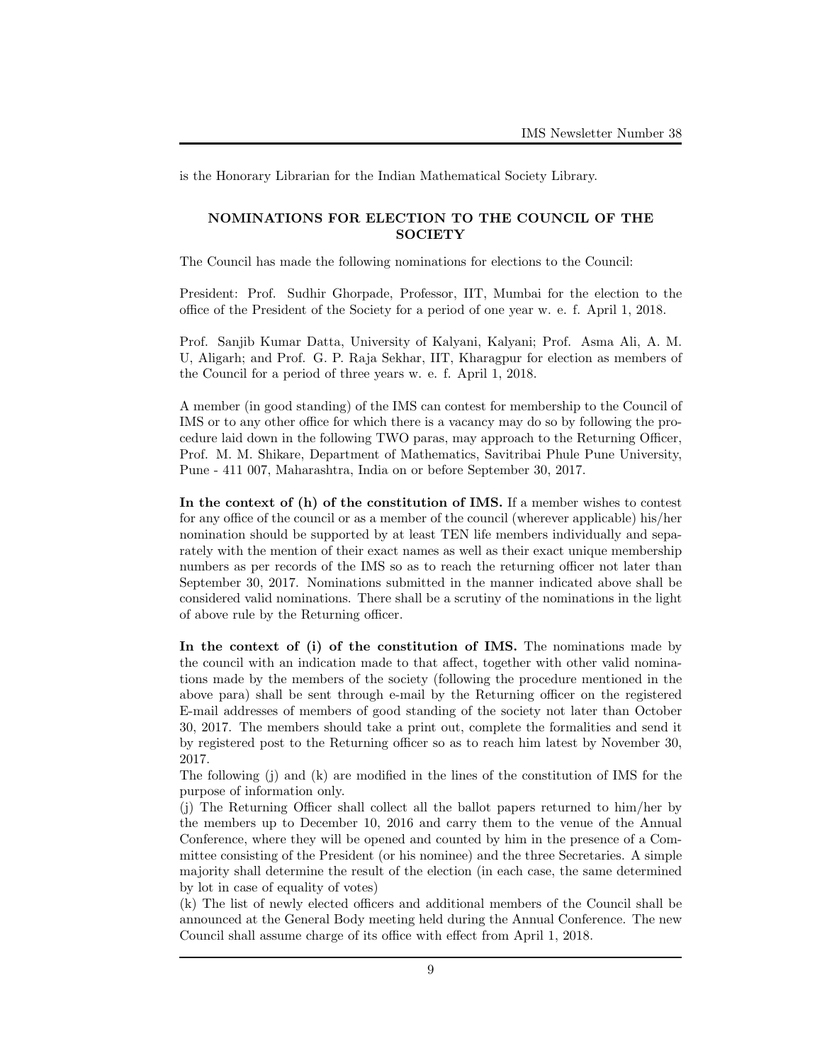is the Honorary Librarian for the Indian Mathematical Society Library.

## NOMINATIONS FOR ELECTION TO THE COUNCIL OF THE SOCIETY

The Council has made the following nominations for elections to the Council:

President: Prof. Sudhir Ghorpade, Professor, IIT, Mumbai for the election to the office of the President of the Society for a period of one year w. e. f. April 1, 2018.

Prof. Sanjib Kumar Datta, University of Kalyani, Kalyani; Prof. Asma Ali, A. M. U, Aligarh; and Prof. G. P. Raja Sekhar, IIT, Kharagpur for election as members of the Council for a period of three years w. e. f. April 1, 2018.

A member (in good standing) of the IMS can contest for membership to the Council of IMS or to any other office for which there is a vacancy may do so by following the procedure laid down in the following TWO paras, may approach to the Returning Officer, Prof. M. M. Shikare, Department of Mathematics, Savitribai Phule Pune University, Pune - 411 007, Maharashtra, India on or before September 30, 2017.

**In the context of (h) of the constitution of IMS.** If a member wishes to contest for any office of the council or as a member of the council (wherever applicable) his/her nomination should be supported by at least TEN life members individually and separately with the mention of their exact names as well as their exact unique membership numbers as per records of the IMS so as to reach the returning officer not later than September 30, 2017. Nominations submitted in the manner indicated above shall be considered valid nominations. There shall be a scrutiny of the nominations in the light of above rule by the Returning officer.

**In the context of (i) of the constitution of IMS.** The nominations made by the council with an indication made to that affect, together with other valid nominations made by the members of the society (following the procedure mentioned in the above para) shall be sent through e-mail by the Returning officer on the registered E-mail addresses of members of good standing of the society not later than October 30, 2017. The members should take a print out, complete the formalities and send it by registered post to the Returning officer so as to reach him latest by November 30, 2017.

The following (j) and (k) are modified in the lines of the constitution of IMS for the purpose of information only.

(j) The Returning Officer shall collect all the ballot papers returned to him/her by the members up to December 10, 2016 and carry them to the venue of the Annual Conference, where they will be opened and counted by him in the presence of a Committee consisting of the President (or his nominee) and the three Secretaries. A simple majority shall determine the result of the election (in each case, the same determined by lot in case of equality of votes)

(k) The list of newly elected officers and additional members of the Council shall be announced at the General Body meeting held during the Annual Conference. The new Council shall assume charge of its office with effect from April 1, 2018.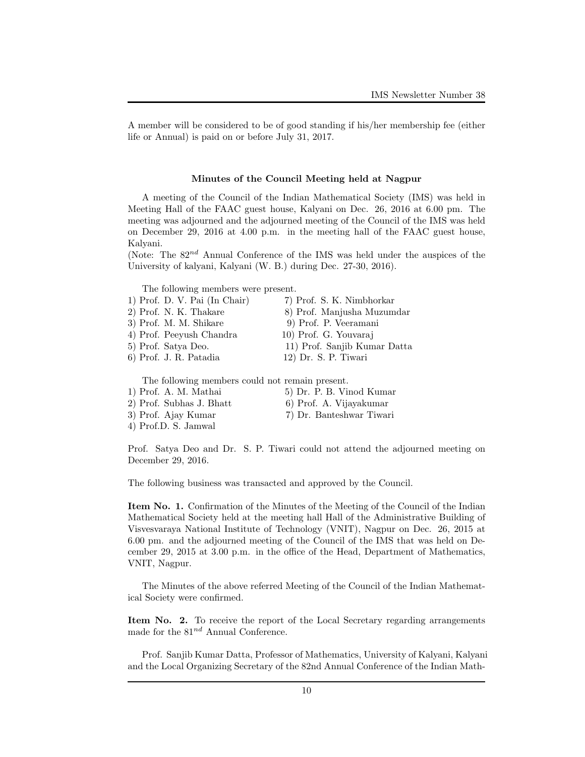A member will be considered to be of good standing if his/her membership fee (either life or Annual) is paid on or before July 31, 2017.

### Minutes of the Council Meeting held at Nagpur

A meeting of the Council of the Indian Mathematical Society (IMS) was held in Meeting Hall of the FAAC guest house, Kalyani on Dec. 26, 2016 at 6.00 pm. The meeting was adjourned and the adjourned meeting of the Council of the IMS was held on December 29, 2016 at 4.00 p.m. in the meeting hall of the FAAC guest house, Kalyani.
(Note: The $82^{nd}$ Annual Conference of the IMS was held under the auspices of the University of kalyani, Kalyani (W. B.) during Dec. 27-30, 2016).

The following members were present.

1) Prof. D. V. Pai (In Chair)
2) Prof. N. K. Thakare
3) Prof. M. M. Shikare
4) Prof. Peeyush Chandra
5) Prof. Satya Deo.
6) Prof. J. R. Patadia
7) Prof. S. K. Nimbhorkar
8) Prof. Manjusha Muzumdar
9) Prof. P. Veeramani
10) Prof. G. Youvaraj
11) Prof. Sanjib Kumar Datta
12) Dr. S. P. Tiwari

The following members could not remain present.

1) Prof. A. M. Mathai
2) Prof. Subhas J. Bhatt
3) Prof. Ajay Kumar
4) Prof.D. S. Jamwal
5) Dr. P. B. Vinod Kumar
6) Prof. A. Vijayakumar
7) Dr. Banteshwar Tiwari

Prof. Satya Deo and Dr. S. P. Tiwari could not attend the adjourned meeting on December 29, 2016.

The following business was transacted and approved by the Council.

**Item No. 1.** Confirmation of the Minutes of the Meeting of the Council of the Indian Mathematical Society held at the meeting hall Hall of the Administrative Building of Visvesvaraya National Institute of Technology (VNIT), Nagpur on Dec. 26, 2015 at 6.00 pm. and the adjourned meeting of the Council of the IMS that was held on December 29, 2015 at 3.00 p.m. in the office of the Head, Department of Mathematics, VNIT, Nagpur.

The Minutes of the above referred Meeting of the Council of the Indian Mathematical Society were confirmed.

**Item No. 2.** To receive the report of the Local Secretary regarding arrangements made for the $81^{nd}$ Annual Conference.

Prof. Sanjib Kumar Datta, Professor of Mathematics, University of Kalyani, Kalyani and the Local Organizing Secretary of the 82nd Annual Conference of the Indian Math-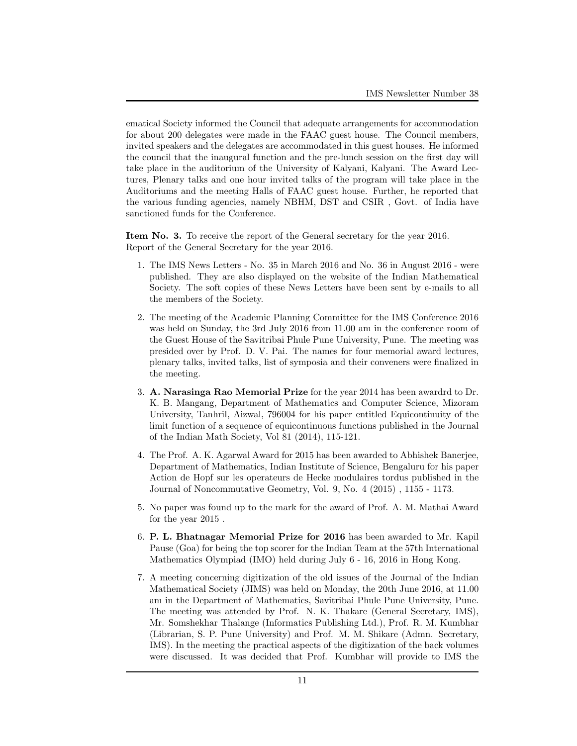ematical Society informed the Council that adequate arrangements for accommodation for about 200 delegates were made in the FAAC guest house. The Council members, invited speakers and the delegates are accommodated in this guest houses. He informed the council that the inaugural function and the pre-lunch session on the first day will take place in the auditorium of the University of Kalyani, Kalyani. The Award Lectures, Plenary talks and one hour invited talks of the program will take place in the Auditoriums and the meeting Halls of FAAC guest house. Further, he reported that the various funding agencies, namely NBHM, DST and CSIR , Govt. of India have sanctioned funds for the Conference.

**Item No. 3.** To receive the report of the General secretary for the year 2016.
Report of the General Secretary for the year 2016.

1. The IMS News Letters - No. 35 in March 2016 and No. 36 in August 2016 - were published. They are also displayed on the website of the Indian Mathematical Society. The soft copies of these News Letters have been sent by e-mails to all the members of the Society.

2. The meeting of the Academic Planning Committee for the IMS Conference 2016 was held on Sunday, the 3rd July 2016 from 11.00 am in the conference room of the Guest House of the Savitribai Phule Pune University, Pune. The meeting was presided over by Prof. D. V. Pai. The names for four memorial award lectures, plenary talks, invited talks, list of symposia and their conveners were finalized in the meeting.

3. **A. Narasinga Rao Memorial Prize** for the year 2014 has been awardrd to Dr. K. B. Mangang, Department of Mathematics and Computer Science, Mizoram University, Tanhril, Aizwal, 796004 for his paper entitled Equicontinuity of the limit function of a sequence of equicontinuous functions published in the Journal of the Indian Math Society, Vol 81 (2014), 115-121.

4. The Prof. A. K. Agarwal Award for 2015 has been awarded to Abhishek Banerjee, Department of Mathematics, Indian Institute of Science, Bengaluru for his paper Action de Hopf sur les operateurs de Hecke modulaires tordus published in the Journal of Noncommutative Geometry, Vol. 9, No. 4 (2015) , 1155 - 1173.

5. No paper was found up to the mark for the award of Prof. A. M. Mathai Award for the year 2015 .

6. **P. L. Bhatnagar Memorial Prize for 2016** has been awarded to Mr. Kapil Pause (Goa) for being the top scorer for the Indian Team at the 57th International Mathematics Olympiad (IMO) held during July 6 - 16, 2016 in Hong Kong.

7. A meeting concerning digitization of the old issues of the Journal of the Indian Mathematical Society (JIMS) was held on Monday, the 20th June 2016, at 11.00 am in the Department of Mathematics, Savitribai Phule Pune University, Pune. The meeting was attended by Prof. N. K. Thakare (General Secretary, IMS), Mr. Somshekhar Thalange (Informatics Publishing Ltd.), Prof. R. M. Kumbhar (Librarian, S. P. Pune University) and Prof. M. M. Shikare (Admn. Secretary, IMS). In the meeting the practical aspects of the digitization of the back volumes were discussed. It was decided that Prof. Kumbhar will provide to IMS the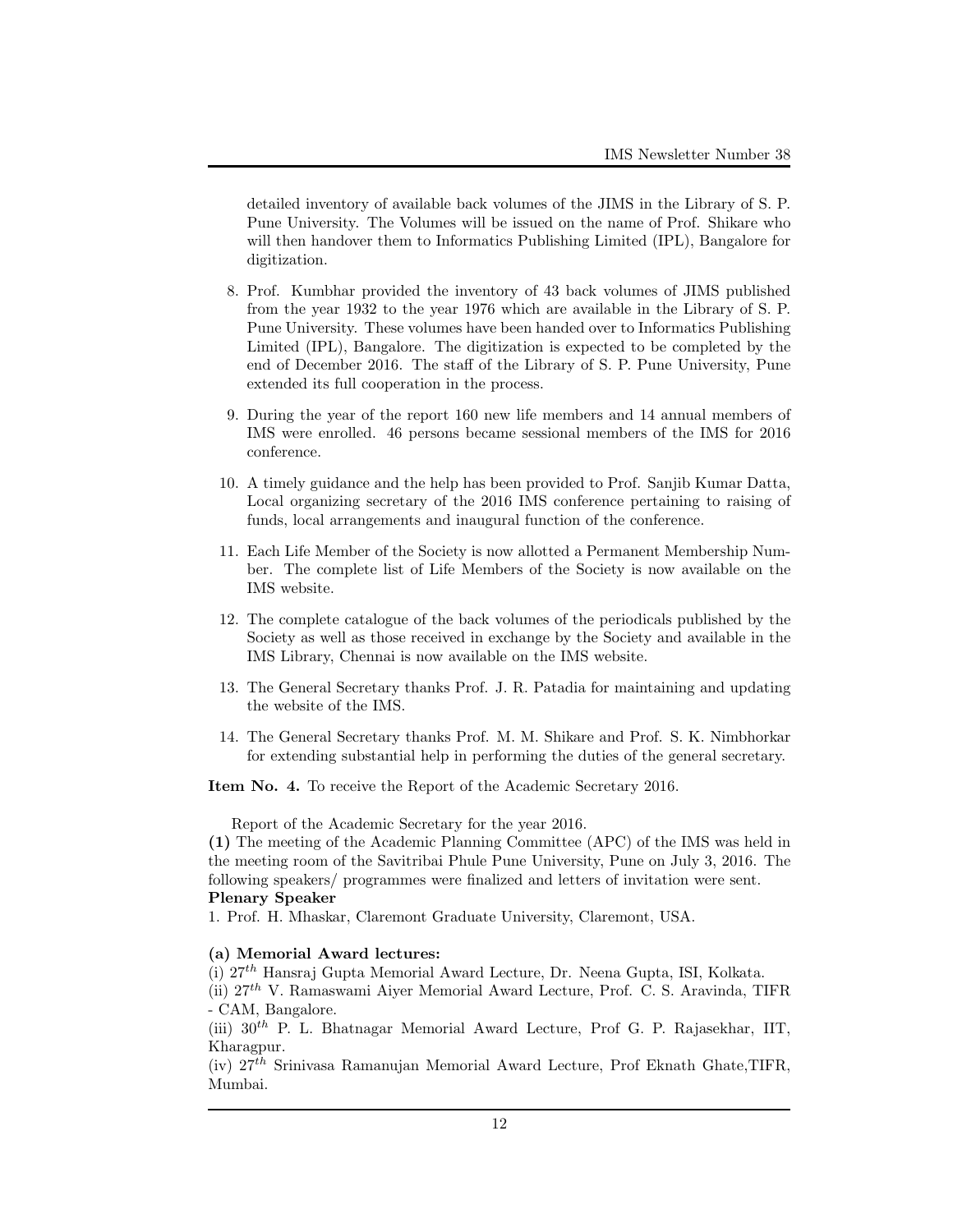detailed inventory of available back volumes of the JIMS in the Library of S. P. Pune University. The Volumes will be issued on the name of Prof. Shikare who will then handover them to Informatics Publishing Limited (IPL), Bangalore for digitization.

8. Prof. Kumbhar provided the inventory of 43 back volumes of JIMS published from the year 1932 to the year 1976 which are available in the Library of S. P. Pune University. These volumes have been handed over to Informatics Publishing Limited (IPL), Bangalore. The digitization is expected to be completed by the end of December 2016. The staff of the Library of S. P. Pune University, Pune extended its full cooperation in the process.

9. During the year of the report 160 new life members and 14 annual members of IMS were enrolled. 46 persons became sessional members of the IMS for 2016 conference.

10. A timely guidance and the help has been provided to Prof. Sanjib Kumar Datta, Local organizing secretary of the 2016 IMS conference pertaining to raising of funds, local arrangements and inaugural function of the conference.

11. Each Life Member of the Society is now allotted a Permanent Membership Number. The complete list of Life Members of the Society is now available on the IMS website.

12. The complete catalogue of the back volumes of the periodicals published by the Society as well as those received in exchange by the Society and available in the IMS Library, Chennai is now available on the IMS website.

13. The General Secretary thanks Prof. J. R. Patadia for maintaining and updating the website of the IMS.

14. The General Secretary thanks Prof. M. M. Shikare and Prof. S. K. Nimbhorkar for extending substantial help in performing the duties of the general secretary.

**Item No. 4.** To receive the Report of the Academic Secretary 2016.

Report of the Academic Secretary for the year 2016.

**(1)** The meeting of the Academic Planning Committee (APC) of the IMS was held in the meeting room of the Savitribai Phule Pune University, Pune on July 3, 2016. The following speakers/ programmes were finalized and letters of invitation were sent.

**Plenary Speaker**

1. Prof. H. Mhaskar, Claremont Graduate University, Claremont, USA.

**(a) Memorial Award lectures:**

(i) $27^{th}$ Hansraj Gupta Memorial Award Lecture, Dr. Neena Gupta, ISI, Kolkata.

(ii) $27^{th}$ V. Ramaswami Aiyer Memorial Award Lecture, Prof. C. S. Aravinda, TIFR - CAM, Bangalore.

(iii) $30^{th}$ P. L. Bhatnagar Memorial Award Lecture, Prof G. P. Rajasekhar, IIT, Kharagpur.

(iv) $27^{th}$ Srinivasa Ramanujan Memorial Award Lecture, Prof Eknath Ghate,TIFR, Mumbai.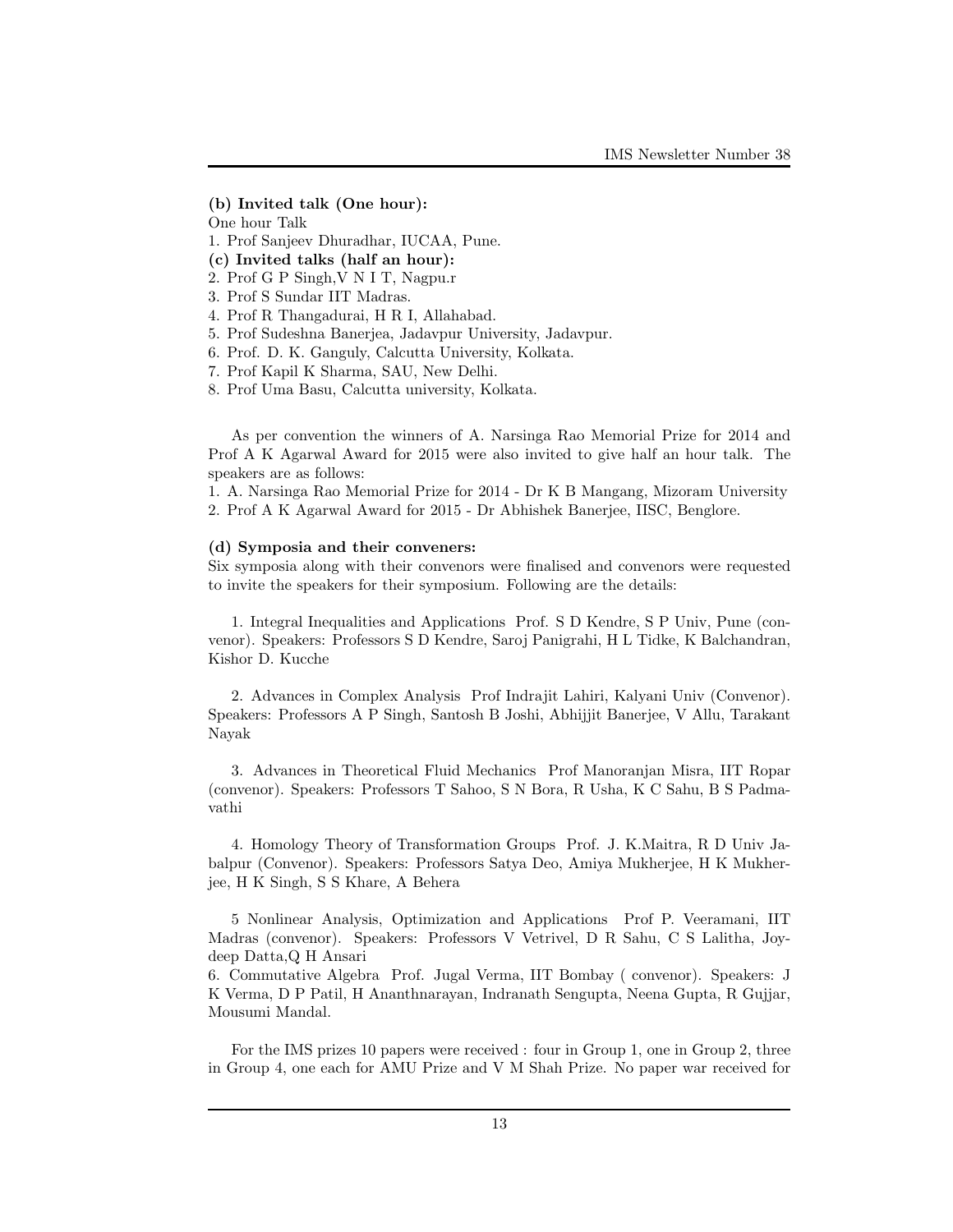**(b) Invited talk (One hour):**

One hour Talk

1. Prof Sanjeev Dhuradhar, IUCAA, Pune.

**(c) Invited talks (half an hour):**

2. Prof G P Singh,V N I T, Nagpu.r
3. Prof S Sundar IIT Madras.
4. Prof R Thangadurai, H R I, Allahabad.
5. Prof Sudeshna Banerjea, Jadavpur University, Jadavpur.
6. Prof. D. K. Ganguly, Calcutta University, Kolkata.
7. Prof Kapil K Sharma, SAU, New Delhi.
8. Prof Uma Basu, Calcutta university, Kolkata.

As per convention the winners of A. Narsinga Rao Memorial Prize for 2014 and Prof A K Agarwal Award for 2015 were also invited to give half an hour talk. The speakers are as follows:

1. A. Narsinga Rao Memorial Prize for 2014 - Dr K B Mangang, Mizoram University
2. Prof A K Agarwal Award for 2015 - Dr Abhishek Banerjee, IISC, Benglore.

**(d) Symposia and their conveners:**

Six symposia along with their convenors were finalised and convenors were requested to invite the speakers for their symposium. Following are the details:

1. Integral Inequalities and Applications Prof. S D Kendre, S P Univ, Pune (convenor). Speakers: Professors S D Kendre, Saroj Panigrahi, H L Tidke, K Balchandran, Kishor D. Kucche

2. Advances in Complex Analysis Prof Indrajit Lahiri, Kalyani Univ (Convenor). Speakers: Professors A P Singh, Santosh B Joshi, Abhijjit Banerjee, V Allu, Tarakant Nayak

3. Advances in Theoretical Fluid Mechanics Prof Manoranjan Misra, IIT Ropar (convenor). Speakers: Professors T Sahoo, S N Bora, R Usha, K C Sahu, B S Padmavathi

4. Homology Theory of Transformation Groups Prof. J. K.Maitra, R D Univ Jabalpur (Convenor). Speakers: Professors Satya Deo, Amiya Mukherjee, H K Mukherjee, H K Singh, S S Khare, A Behera

5 Nonlinear Analysis, Optimization and Applications Prof P. Veeramani, IIT Madras (convenor). Speakers: Professors V Vetrivel, D R Sahu, C S Lalitha, Joydeep Datta,Q H Ansari

6. Commutative Algebra Prof. Jugal Verma, IIT Bombay ( convenor). Speakers: J K Verma, D P Patil, H Ananthnarayan, Indranath Sengupta, Neena Gupta, R Gujjar, Mousumi Mandal.

For the IMS prizes 10 papers were received : four in Group 1, one in Group 2, three in Group 4, one each for AMU Prize and V M Shah Prize. No paper war received for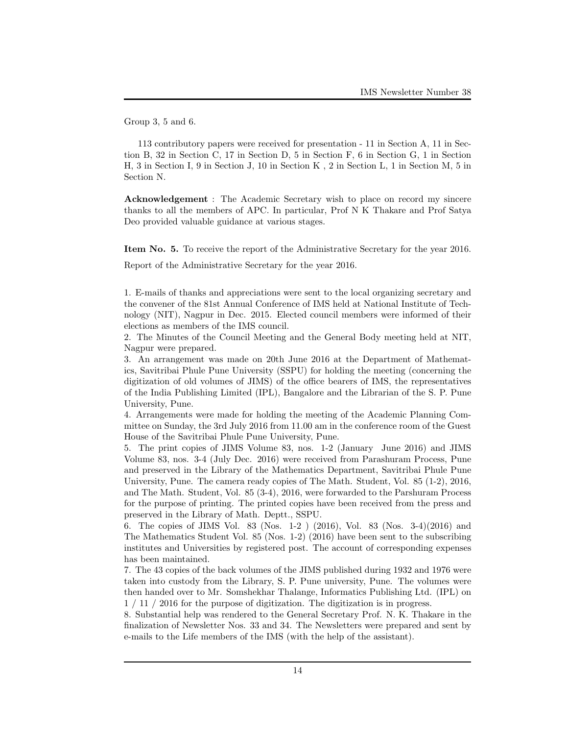Group 3, 5 and 6.

113 contributory papers were received for presentation - 11 in Section A, 11 in Section B, 32 in Section C, 17 in Section D, 5 in Section F, 6 in Section G, 1 in Section H, 3 in Section I, 9 in Section J, 10 in Section K , 2 in Section L, 1 in Section M, 5 in Section N.

**Acknowledgement** : The Academic Secretary wish to place on record my sincere thanks to all the members of APC. In particular, Prof N K Thakare and Prof Satya Deo provided valuable guidance at various stages.

**Item No. 5.** To receive the report of the Administrative Secretary for the year 2016.

Report of the Administrative Secretary for the year 2016.

1. E-mails of thanks and appreciations were sent to the local organizing secretary and the convener of the 81st Annual Conference of IMS held at National Institute of Technology (NIT), Nagpur in Dec. 2015. Elected council members were informed of their elections as members of the IMS council.
2. The Minutes of the Council Meeting and the General Body meeting held at NIT, Nagpur were prepared.
3. An arrangement was made on 20th June 2016 at the Department of Mathematics, Savitribai Phule Pune University (SSPU) for holding the meeting (concerning the digitization of old volumes of JIMS) of the office bearers of IMS, the representatives of the India Publishing Limited (IPL), Bangalore and the Librarian of the S. P. Pune University, Pune.
4. Arrangements were made for holding the meeting of the Academic Planning Committee on Sunday, the 3rd July 2016 from 11.00 am in the conference room of the Guest House of the Savitribai Phule Pune University, Pune.
5. The print copies of JIMS Volume 83, nos. 1-2 (January June 2016) and JIMS Volume 83, nos. 3-4 (July Dec. 2016) were received from Parashuram Process, Pune and preserved in the Library of the Mathematics Department, Savitribai Phule Pune University, Pune. The camera ready copies of The Math. Student, Vol. 85 (1-2), 2016, and The Math. Student, Vol. 85 (3-4), 2016, were forwarded to the Parshuram Process for the purpose of printing. The printed copies have been received from the press and preserved in the Library of Math. Deptt., SSPU.
6. The copies of JIMS Vol. 83 (Nos. 1-2 ) (2016), Vol. 83 (Nos. 3-4)(2016) and The Mathematics Student Vol. 85 (Nos. 1-2) (2016) have been sent to the subscribing institutes and Universities by registered post. The account of corresponding expenses has been maintained.
7. The 43 copies of the back volumes of the JIMS published during 1932 and 1976 were taken into custody from the Library, S. P. Pune university, Pune. The volumes were then handed over to Mr. Somshekhar Thalange, Informatics Publishing Ltd. (IPL) on 1 / 11 / 2016 for the purpose of digitization. The digitization is in progress.
8. Substantial help was rendered to the General Secretary Prof. N. K. Thakare in the finalization of Newsletter Nos. 33 and 34. The Newsletters were prepared and sent by e-mails to the Life members of the IMS (with the help of the assistant).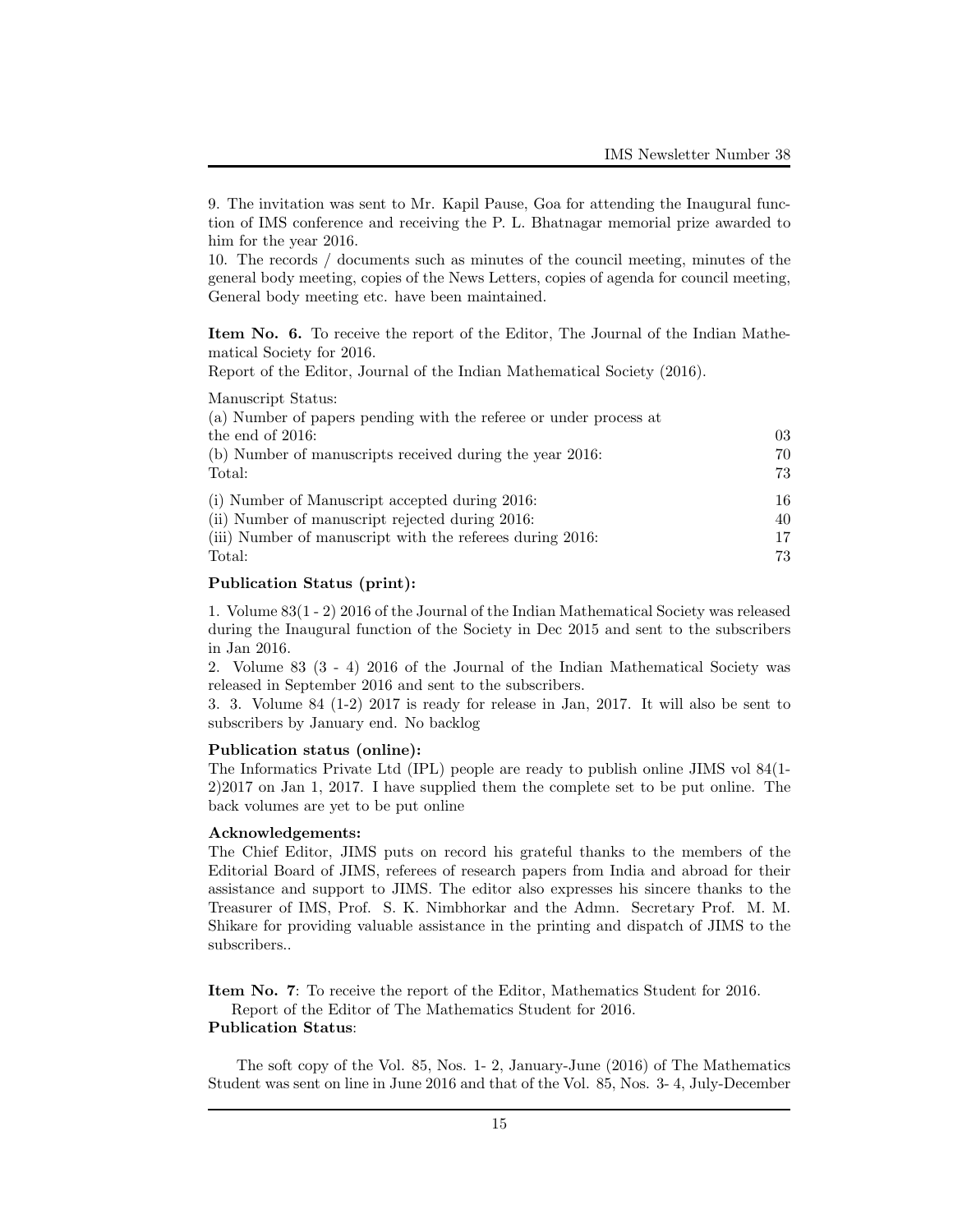9. The invitation was sent to Mr. Kapil Pause, Goa for attending the Inaugural function of IMS conference and receiving the P. L. Bhatnagar memorial prize awarded to him for the year 2016.

10. The records / documents such as minutes of the council meeting, minutes of the general body meeting, copies of the News Letters, copies of agenda for council meeting, General body meeting etc. have been maintained.

**Item No. 6.** To receive the report of the Editor, The Journal of the Indian Mathematical Society for 2016.

Report of the Editor, Journal of the Indian Mathematical Society (2016).

Manuscript Status:

| | |
|---|---|
| (a) Number of papers pending with the referee or under process at the end of 2016: | 03 |
| (b) Number of manuscripts received during the year 2016: | 70 |
| Total: | 73 |
| (i) Number of Manuscript accepted during 2016: | 16 |
| (ii) Number of manuscript rejected during 2016: | 40 |
| (iii) Number of manuscript with the referees during 2016: | 17 |
| Total: | 73 |

**Publication Status (print):**

1. Volume 83(1 - 2) 2016 of the Journal of the Indian Mathematical Society was released during the Inaugural function of the Society in Dec 2015 and sent to the subscribers in Jan 2016.

2. Volume 83 (3 - 4) 2016 of the Journal of the Indian Mathematical Society was released in September 2016 and sent to the subscribers.

3. 3. Volume 84 (1-2) 2017 is ready for release in Jan, 2017. It will also be sent to subscribers by January end. No backlog

**Publication status (online):**

The Informatics Private Ltd (IPL) people are ready to publish online JIMS vol 84(1-2)2017 on Jan 1, 2017. I have supplied them the complete set to be put online. The back volumes are yet to be put online

**Acknowledgements:**

The Chief Editor, JIMS puts on record his grateful thanks to the members of the Editorial Board of JIMS, referees of research papers from India and abroad for their assistance and support to JIMS. The editor also expresses his sincere thanks to the Treasurer of IMS, Prof. S. K. Nimbhorkar and the Admn. Secretary Prof. M. M. Shikare for providing valuable assistance in the printing and dispatch of JIMS to the subscribers..

**Item No. 7**: To receive the report of the Editor, Mathematics Student for 2016.

Report of the Editor of The Mathematics Student for 2016.

**Publication Status**:

The soft copy of the Vol. 85, Nos. 1- 2, January-June (2016) of The Mathematics Student was sent on line in June 2016 and that of the Vol. 85, Nos. 3- 4, July-December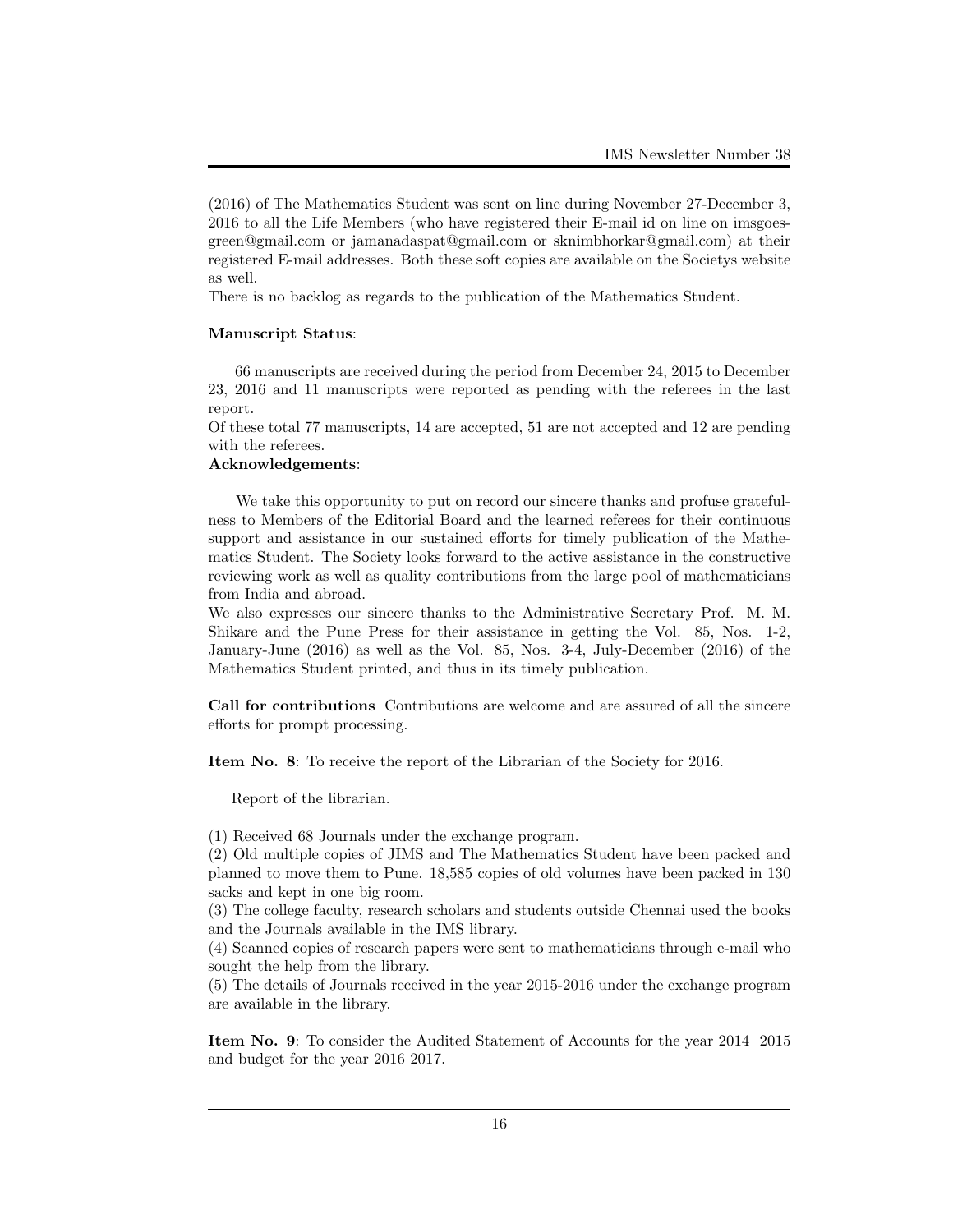(2016) of The Mathematics Student was sent on line during November 27-December 3, 2016 to all the Life Members (who have registered their E-mail id on line on imsgoesgreen@gmail.com or jamanadaspat@gmail.com or sknimbhorkar@gmail.com) at their registered E-mail addresses. Both these soft copies are available on the Societys website as well.

There is no backlog as regards to the publication of the Mathematics Student.

**Manuscript Status**:

66 manuscripts are received during the period from December 24, 2015 to December 23, 2016 and 11 manuscripts were reported as pending with the referees in the last report.

Of these total 77 manuscripts, 14 are accepted, 51 are not accepted and 12 are pending with the referees.

**Acknowledgements**:

We take this opportunity to put on record our sincere thanks and profuse gratefulness to Members of the Editorial Board and the learned referees for their continuous support and assistance in our sustained efforts for timely publication of the Mathematics Student. The Society looks forward to the active assistance in the constructive reviewing work as well as quality contributions from the large pool of mathematicians from India and abroad.

We also expresses our sincere thanks to the Administrative Secretary Prof. M. M. Shikare and the Pune Press for their assistance in getting the Vol. 85, Nos. 1-2, January-June (2016) as well as the Vol. 85, Nos. 3-4, July-December (2016) of the Mathematics Student printed, and thus in its timely publication.

**Call for contributions** Contributions are welcome and are assured of all the sincere efforts for prompt processing.

**Item No. 8**: To receive the report of the Librarian of the Society for 2016.

Report of the librarian.

(1) Received 68 Journals under the exchange program.

(2) Old multiple copies of JIMS and The Mathematics Student have been packed and planned to move them to Pune. 18,585 copies of old volumes have been packed in 130 sacks and kept in one big room.

(3) The college faculty, research scholars and students outside Chennai used the books and the Journals available in the IMS library.

(4) Scanned copies of research papers were sent to mathematicians through e-mail who sought the help from the library.

(5) The details of Journals received in the year 2015-2016 under the exchange program are available in the library.

**Item No. 9**: To consider the Audited Statement of Accounts for the year 2014 2015 and budget for the year 2016 2017.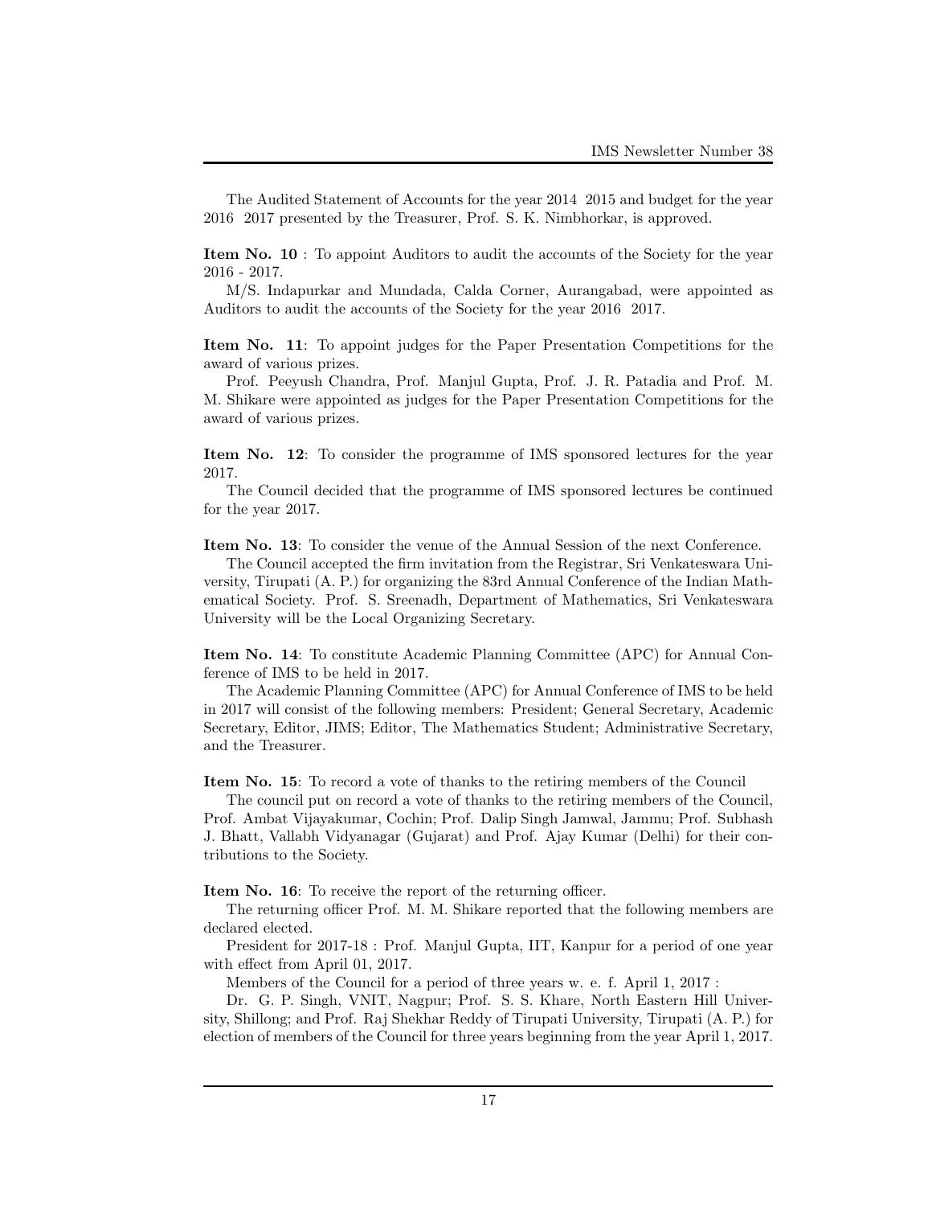The Audited Statement of Accounts for the year 2014 2015 and budget for the year 2016 2017 presented by the Treasurer, Prof. S. K. Nimbhorkar, is approved.

**Item No. 10** : To appoint Auditors to audit the accounts of the Society for the year 2016 - 2017.

M/S. Indapurkar and Mundada, Calda Corner, Aurangabad, were appointed as Auditors to audit the accounts of the Society for the year 2016 2017.

**Item No. 11**: To appoint judges for the Paper Presentation Competitions for the award of various prizes.

Prof. Peeyush Chandra, Prof. Manjul Gupta, Prof. J. R. Patadia and Prof. M. M. Shikare were appointed as judges for the Paper Presentation Competitions for the award of various prizes.

**Item No. 12**: To consider the programme of IMS sponsored lectures for the year 2017.

The Council decided that the programme of IMS sponsored lectures be continued for the year 2017.

**Item No. 13**: To consider the venue of the Annual Session of the next Conference.

The Council accepted the firm invitation from the Registrar, Sri Venkateswara University, Tirupati (A. P.) for organizing the 83rd Annual Conference of the Indian Mathematical Society. Prof. S. Sreenadh, Department of Mathematics, Sri Venkateswara University will be the Local Organizing Secretary.

**Item No. 14**: To constitute Academic Planning Committee (APC) for Annual Conference of IMS to be held in 2017.

The Academic Planning Committee (APC) for Annual Conference of IMS to be held in 2017 will consist of the following members: President; General Secretary, Academic Secretary, Editor, JIMS; Editor, The Mathematics Student; Administrative Secretary, and the Treasurer.

**Item No. 15**: To record a vote of thanks to the retiring members of the Council

The council put on record a vote of thanks to the retiring members of the Council, Prof. Ambat Vijayakumar, Cochin; Prof. Dalip Singh Jamwal, Jammu; Prof. Subhash J. Bhatt, Vallabh Vidyanagar (Gujarat) and Prof. Ajay Kumar (Delhi) for their contributions to the Society.

**Item No. 16**: To receive the report of the returning officer.

The returning officer Prof. M. M. Shikare reported that the following members are declared elected.

President for 2017-18 : Prof. Manjul Gupta, IIT, Kanpur for a period of one year with effect from April 01, 2017.

Members of the Council for a period of three years w. e. f. April 1, 2017 :

Dr. G. P. Singh, VNIT, Nagpur; Prof. S. S. Khare, North Eastern Hill University, Shillong; and Prof. Raj Shekhar Reddy of Tirupati University, Tirupati (A. P.) for election of members of the Council for three years beginning from the year April 1, 2017.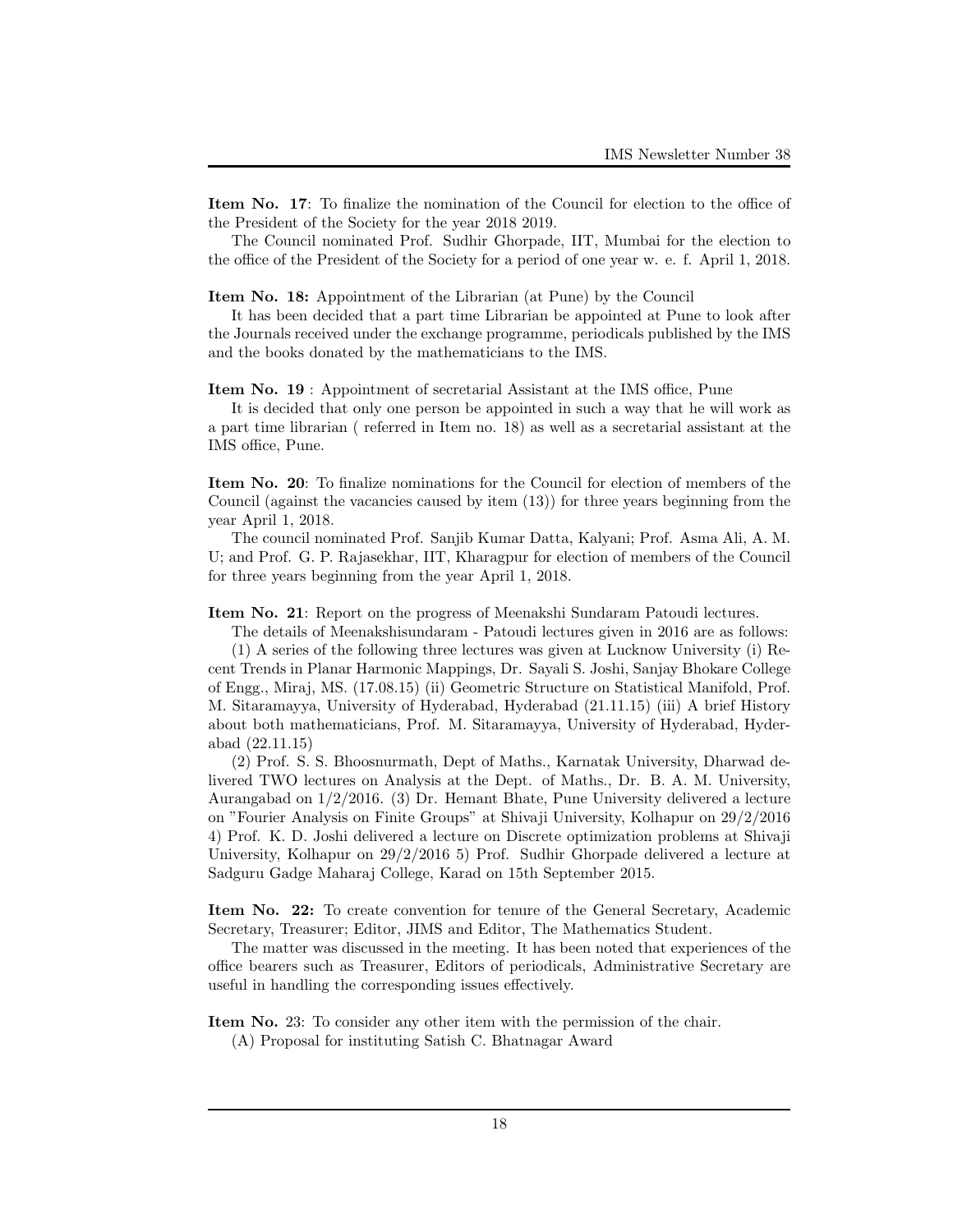**Item No. 17**: To finalize the nomination of the Council for election to the office of the President of the Society for the year 2018 2019.

The Council nominated Prof. Sudhir Ghorpade, IIT, Mumbai for the election to the office of the President of the Society for a period of one year w. e. f. April 1, 2018.

**Item No. 18:** Appointment of the Librarian (at Pune) by the Council

It has been decided that a part time Librarian be appointed at Pune to look after the Journals received under the exchange programme, periodicals published by the IMS and the books donated by the mathematicians to the IMS.

**Item No. 19** : Appointment of secretarial Assistant at the IMS office, Pune

It is decided that only one person be appointed in such a way that he will work as a part time librarian ( referred in Item no. 18) as well as a secretarial assistant at the IMS office, Pune.

**Item No. 20**: To finalize nominations for the Council for election of members of the Council (against the vacancies caused by item (13)) for three years beginning from the year April 1, 2018.

The council nominated Prof. Sanjib Kumar Datta, Kalyani; Prof. Asma Ali, A. M. U; and Prof. G. P. Rajasekhar, IIT, Kharagpur for election of members of the Council for three years beginning from the year April 1, 2018.

**Item No. 21**: Report on the progress of Meenakshi Sundaram Patoudi lectures.

The details of Meenakshisundaram - Patoudi lectures given in 2016 are as follows:

(1) A series of the following three lectures was given at Lucknow University (i) Recent Trends in Planar Harmonic Mappings, Dr. Sayali S. Joshi, Sanjay Bhokare College of Engg., Miraj, MS. (17.08.15) (ii) Geometric Structure on Statistical Manifold, Prof. M. Sitaramayya, University of Hyderabad, Hyderabad (21.11.15) (iii) A brief History about both mathematicians, Prof. M. Sitaramayya, University of Hyderabad, Hyderabad (22.11.15)

(2) Prof. S. S. Bhoosnurmath, Dept of Maths., Karnatak University, Dharwad delivered TWO lectures on Analysis at the Dept. of Maths., Dr. B. A. M. University, Aurangabad on 1/2/2016. (3) Dr. Hemant Bhate, Pune University delivered a lecture on "Fourier Analysis on Finite Groups" at Shivaji University, Kolhapur on 29/2/2016 4) Prof. K. D. Joshi delivered a lecture on Discrete optimization problems at Shivaji University, Kolhapur on 29/2/2016 5) Prof. Sudhir Ghorpade delivered a lecture at Sadguru Gadge Maharaj College, Karad on 15th September 2015.

**Item No. 22:** To create convention for tenure of the General Secretary, Academic Secretary, Treasurer; Editor, JIMS and Editor, The Mathematics Student.

The matter was discussed in the meeting. It has been noted that experiences of the office bearers such as Treasurer, Editors of periodicals, Administrative Secretary are useful in handling the corresponding issues effectively.

**Item No.** 23: To consider any other item with the permission of the chair.

(A) Proposal for instituting Satish C. Bhatnagar Award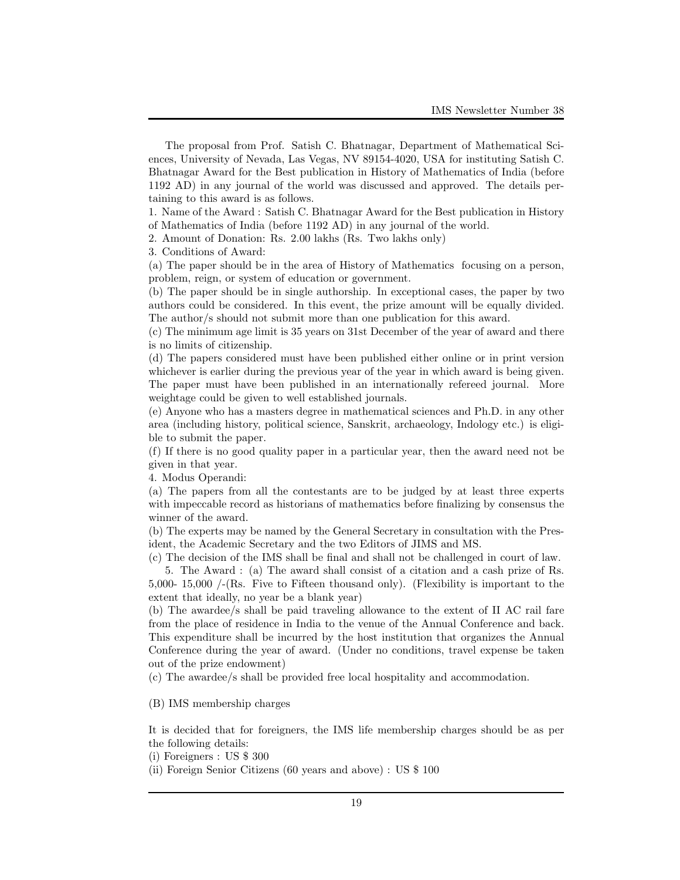The proposal from Prof. Satish C. Bhatnagar, Department of Mathematical Sciences, University of Nevada, Las Vegas, NV 89154-4020, USA for instituting Satish C. Bhatnagar Award for the Best publication in History of Mathematics of India (before 1192 AD) in any journal of the world was discussed and approved. The details pertaining to this award is as follows.

1. Name of the Award : Satish C. Bhatnagar Award for the Best publication in History of Mathematics of India (before 1192 AD) in any journal of the world.

2. Amount of Donation: Rs. 2.00 lakhs (Rs. Two lakhs only)

3. Conditions of Award:

(a) The paper should be in the area of History of Mathematics focusing on a person, problem, reign, or system of education or government.

(b) The paper should be in single authorship. In exceptional cases, the paper by two authors could be considered. In this event, the prize amount will be equally divided. The author/s should not submit more than one publication for this award.

(c) The minimum age limit is 35 years on 31st December of the year of award and there is no limits of citizenship.

(d) The papers considered must have been published either online or in print version whichever is earlier during the previous year of the year in which award is being given. The paper must have been published in an internationally refereed journal. More weightage could be given to well established journals.

(e) Anyone who has a masters degree in mathematical sciences and Ph.D. in any other area (including history, political science, Sanskrit, archaeology, Indology etc.) is eligible to submit the paper.

(f) If there is no good quality paper in a particular year, then the award need not be given in that year.

4. Modus Operandi:

(a) The papers from all the contestants are to be judged by at least three experts with impeccable record as historians of mathematics before finalizing by consensus the winner of the award.

(b) The experts may be named by the General Secretary in consultation with the President, the Academic Secretary and the two Editors of JIMS and MS.

(c) The decision of the IMS shall be final and shall not be challenged in court of law.

5. The Award : (a) The award shall consist of a citation and a cash prize of Rs. 5,000- 15,000 /-(Rs. Five to Fifteen thousand only). (Flexibility is important to the extent that ideally, no year be a blank year)

(b) The awardee/s shall be paid traveling allowance to the extent of II AC rail fare from the place of residence in India to the venue of the Annual Conference and back. This expenditure shall be incurred by the host institution that organizes the Annual Conference during the year of award. (Under no conditions, travel expense be taken out of the prize endowment)

(c) The awardee/s shall be provided free local hospitality and accommodation.

(B) IMS membership charges

It is decided that for foreigners, the IMS life membership charges should be as per the following details:

(i) Foreigners : US $ 300

(ii) Foreign Senior Citizens (60 years and above) : US $ 100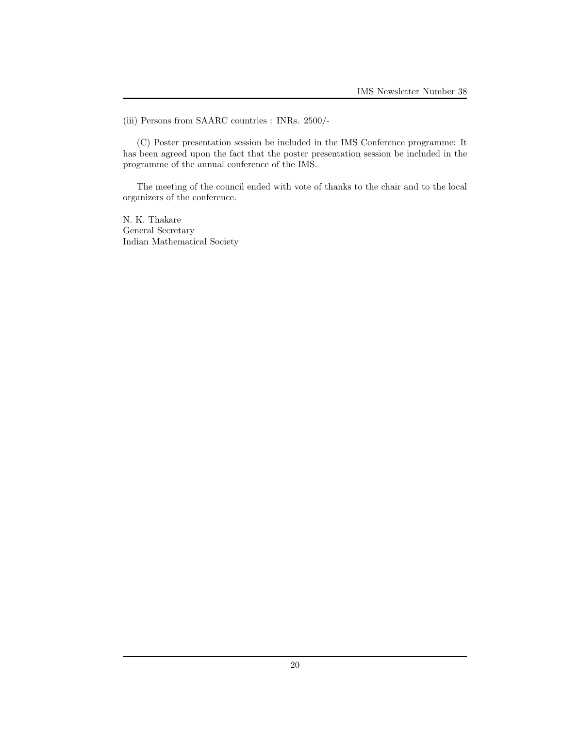(iii) Persons from SAARC countries : INRs. 2500/-

(C) Poster presentation session be included in the IMS Conference programme: It has been agreed upon the fact that the poster presentation session be included in the programme of the annual conference of the IMS.

The meeting of the council ended with vote of thanks to the chair and to the local organizers of the conference.

N. K. Thakare
General Secretary
Indian Mathematical Society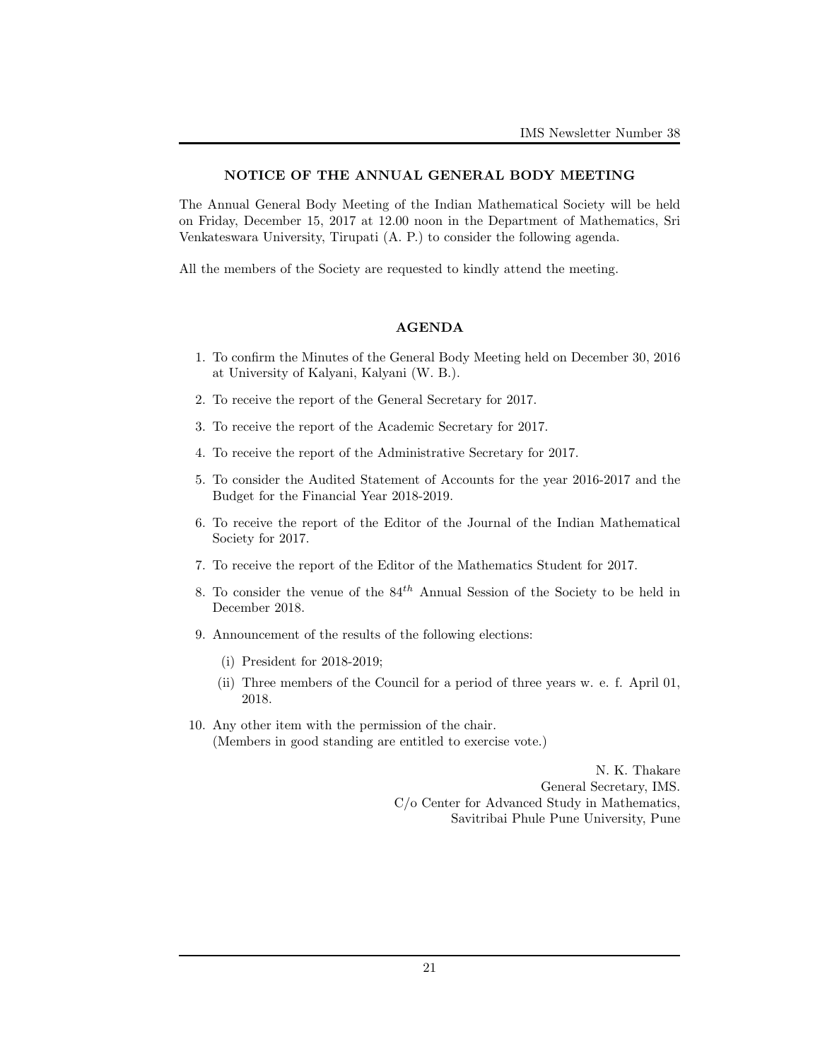## NOTICE OF THE ANNUAL GENERAL BODY MEETING

The Annual General Body Meeting of the Indian Mathematical Society will be held on Friday, December 15, 2017 at 12.00 noon in the Department of Mathematics, Sri Venkateswara University, Tirupati (A. P.) to consider the following agenda.

All the members of the Society are requested to kindly attend the meeting.

### AGENDA

1. To confirm the Minutes of the General Body Meeting held on December 30, 2016 at University of Kalyani, Kalyani (W. B.).
2. To receive the report of the General Secretary for 2017.
3. To receive the report of the Academic Secretary for 2017.
4. To receive the report of the Administrative Secretary for 2017.
5. To consider the Audited Statement of Accounts for the year 2016-2017 and the Budget for the Financial Year 2018-2019.
6. To receive the report of the Editor of the Journal of the Indian Mathematical Society for 2017.
7. To receive the report of the Editor of the Mathematics Student for 2017.
8. To consider the venue of the $84^{th}$ Annual Session of the Society to be held in December 2018.
9. Announcement of the results of the following elections:
   (i) President for 2018-2019;
   (ii) Three members of the Council for a period of three years w. e. f. April 01, 2018.
10. Any other item with the permission of the chair.
    (Members in good standing are entitled to exercise vote.)

N. K. Thakare
General Secretary, IMS.
C/o Center for Advanced Study in Mathematics,
Savitribai Phule Pune University, Pune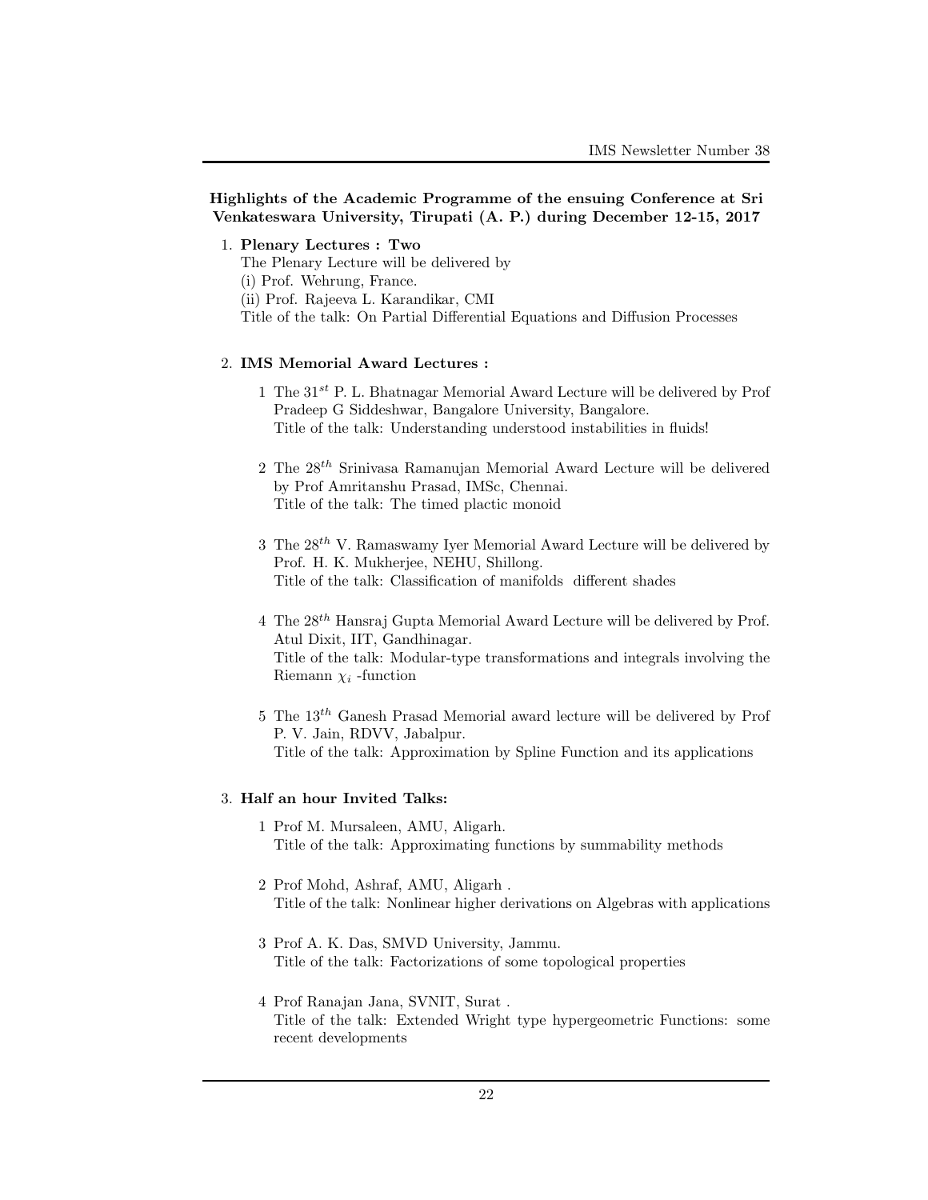**Highlights of the Academic Programme of the ensuing Conference at Sri Venkateswara University, Tirupati (A. P.) during December 12-15, 2017**

1. **Plenary Lectures : Two**
   The Plenary Lecture will be delivered by
   (i) Prof. Wehrung, France.
   (ii) Prof. Rajeeva L. Karandikar, CMI
   Title of the talk: On Partial Differential Equations and Diffusion Processes

2. **IMS Memorial Award Lectures :**

   1 The $31^{st}$ P. L. Bhatnagar Memorial Award Lecture will be delivered by Prof Pradeep G Siddeshwar, Bangalore University, Bangalore.
   Title of the talk: Understanding understood instabilities in fluids!

   2 The $28^{th}$ Srinivasa Ramanujan Memorial Award Lecture will be delivered by Prof Amritanshu Prasad, IMSc, Chennai.
   Title of the talk: The timed plactic monoid

   3 The $28^{th}$ V. Ramaswamy Iyer Memorial Award Lecture will be delivered by Prof. H. K. Mukherjee, NEHU, Shillong.
   Title of the talk: Classification of manifolds  different shades

   4 The $28^{th}$ Hansraj Gupta Memorial Award Lecture will be delivered by Prof. Atul Dixit, IIT, Gandhinagar.
   Title of the talk: Modular-type transformations and integrals involving the Riemann $\chi_i$ -function

   5 The $13^{th}$ Ganesh Prasad Memorial award lecture will be delivered by Prof P. V. Jain, RDVV, Jabalpur.
   Title of the talk: Approximation by Spline Function and its applications

3. **Half an hour Invited Talks:**

   1 Prof M. Mursaleen, AMU, Aligarh.
   Title of the talk: Approximating functions by summability methods

   2 Prof Mohd, Ashraf, AMU, Aligarh .
   Title of the talk: Nonlinear higher derivations on Algebras with applications

   3 Prof A. K. Das, SMVD University, Jammu.
   Title of the talk: Factorizations of some topological properties

   4 Prof Ranajan Jana, SVNIT, Surat .
   Title of the talk: Extended Wright type hypergeometric Functions: some recent developments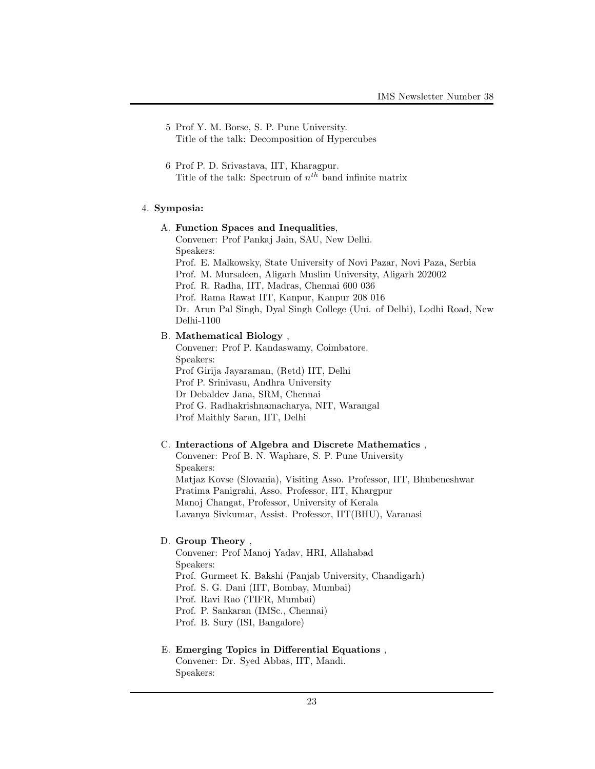5. Prof Y. M. Borse, S. P. Pune University.
   Title of the talk: Decomposition of Hypercubes

6. Prof P. D. Srivastava, IIT, Kharagpur.
   Title of the talk: Spectrum of $n^{th}$ band infinite matrix

4. **Symposia:**

   A. **Function Spaces and Inequalities**,
   Convener: Prof Pankaj Jain, SAU, New Delhi.
   Speakers:
   Prof. E. Malkowsky, State University of Novi Pazar, Novi Paza, Serbia
   Prof. M. Mursaleen, Aligarh Muslim University, Aligarh 202002
   Prof. R. Radha, IIT, Madras, Chennai 600 036
   Prof. Rama Rawat IIT, Kanpur, Kanpur 208 016
   Dr. Arun Pal Singh, Dyal Singh College (Uni. of Delhi), Lodhi Road, New Delhi-1100

   B. **Mathematical Biology** ,
   Convener: Prof P. Kandaswamy, Coimbatore.
   Speakers:
   Prof Girija Jayaraman, (Retd) IIT, Delhi
   Prof P. Srinivasu, Andhra University
   Dr Debaldev Jana, SRM, Chennai
   Prof G. Radhakrishnamacharya, NIT, Warangal
   Prof Maithly Saran, IIT, Delhi

   C. **Interactions of Algebra and Discrete Mathematics** ,
   Convener: Prof B. N. Waphare, S. P. Pune University
   Speakers:
   Matjaz Kovse (Slovania), Visiting Asso. Professor, IIT, Bhubeneshwar
   Pratima Panigrahi, Asso. Professor, IIT, Khargpur
   Manoj Changat, Professor, University of Kerala
   Lavanya Sivkumar, Assist. Professor, IIT(BHU), Varanasi

   D. **Group Theory** ,
   Convener: Prof Manoj Yadav, HRI, Allahabad
   Speakers:
   Prof. Gurmeet K. Bakshi (Panjab University, Chandigarh)
   Prof. S. G. Dani (IIT, Bombay, Mumbai)
   Prof. Ravi Rao (TIFR, Mumbai)
   Prof. P. Sankaran (IMSc., Chennai)
   Prof. B. Sury (ISI, Bangalore)

   E. **Emerging Topics in Differential Equations** ,
   Convener: Dr. Syed Abbas, IIT, Mandi.
   Speakers: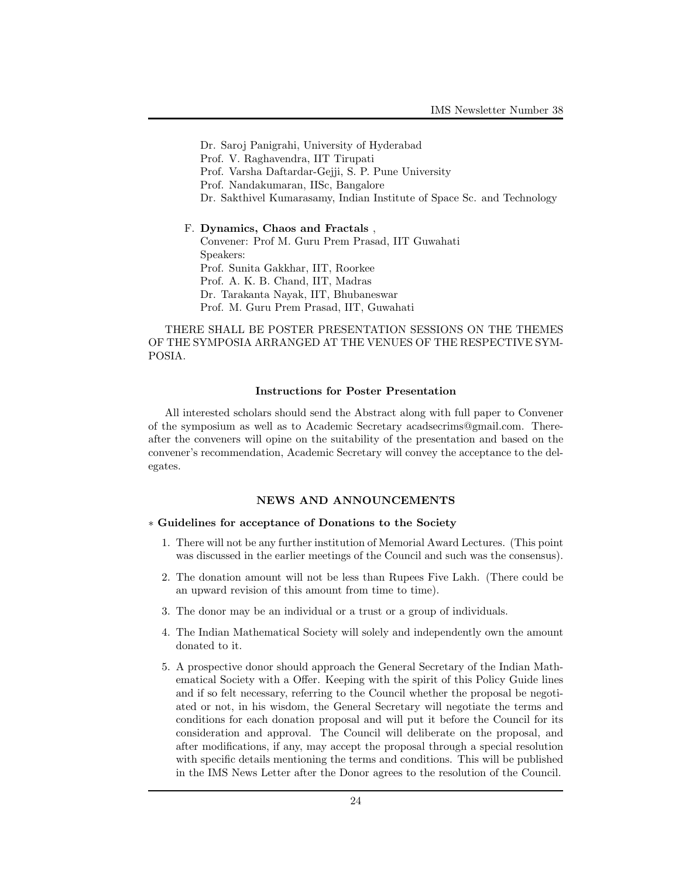Dr. Saroj Panigrahi, University of Hyderabad
Prof. V. Raghavendra, IIT Tirupati
Prof. Varsha Daftardar-Gejji, S. P. Pune University
Prof. Nandakumaran, IISc, Bangalore
Dr. Sakthivel Kumarasamy, Indian Institute of Space Sc. and Technology

F. **Dynamics, Chaos and Fractals** ,
Convener: Prof M. Guru Prem Prasad, IIT Guwahati
Speakers:
Prof. Sunita Gakkhar, IIT, Roorkee
Prof. A. K. B. Chand, IIT, Madras
Dr. Tarakanta Nayak, IIT, Bhubaneswar
Prof. M. Guru Prem Prasad, IIT, Guwahati

THERE SHALL BE POSTER PRESENTATION SESSIONS ON THE THEMES OF THE SYMPOSIA ARRANGED AT THE VENUES OF THE RESPECTIVE SYMPOSIA.

**Instructions for Poster Presentation**

All interested scholars should send the Abstract along with full paper to Convener of the symposium as well as to Academic Secretary acadsecrims@gmail.com. Thereafter the conveners will opine on the suitability of the presentation and based on the convener's recommendation, Academic Secretary will convey the acceptance to the delegates.

## NEWS AND ANNOUNCEMENTS

∗ **Guidelines for acceptance of Donations to the Society**

1. There will not be any further institution of Memorial Award Lectures. (This point was discussed in the earlier meetings of the Council and such was the consensus).
2. The donation amount will not be less than Rupees Five Lakh. (There could be an upward revision of this amount from time to time).
3. The donor may be an individual or a trust or a group of individuals.
4. The Indian Mathematical Society will solely and independently own the amount donated to it.
5. A prospective donor should approach the General Secretary of the Indian Mathematical Society with a Offer. Keeping with the spirit of this Policy Guide lines and if so felt necessary, referring to the Council whether the proposal be negotiated or not, in his wisdom, the General Secretary will negotiate the terms and conditions for each donation proposal and will put it before the Council for its consideration and approval. The Council will deliberate on the proposal, and after modifications, if any, may accept the proposal through a special resolution with specific details mentioning the terms and conditions. This will be published in the IMS News Letter after the Donor agrees to the resolution of the Council.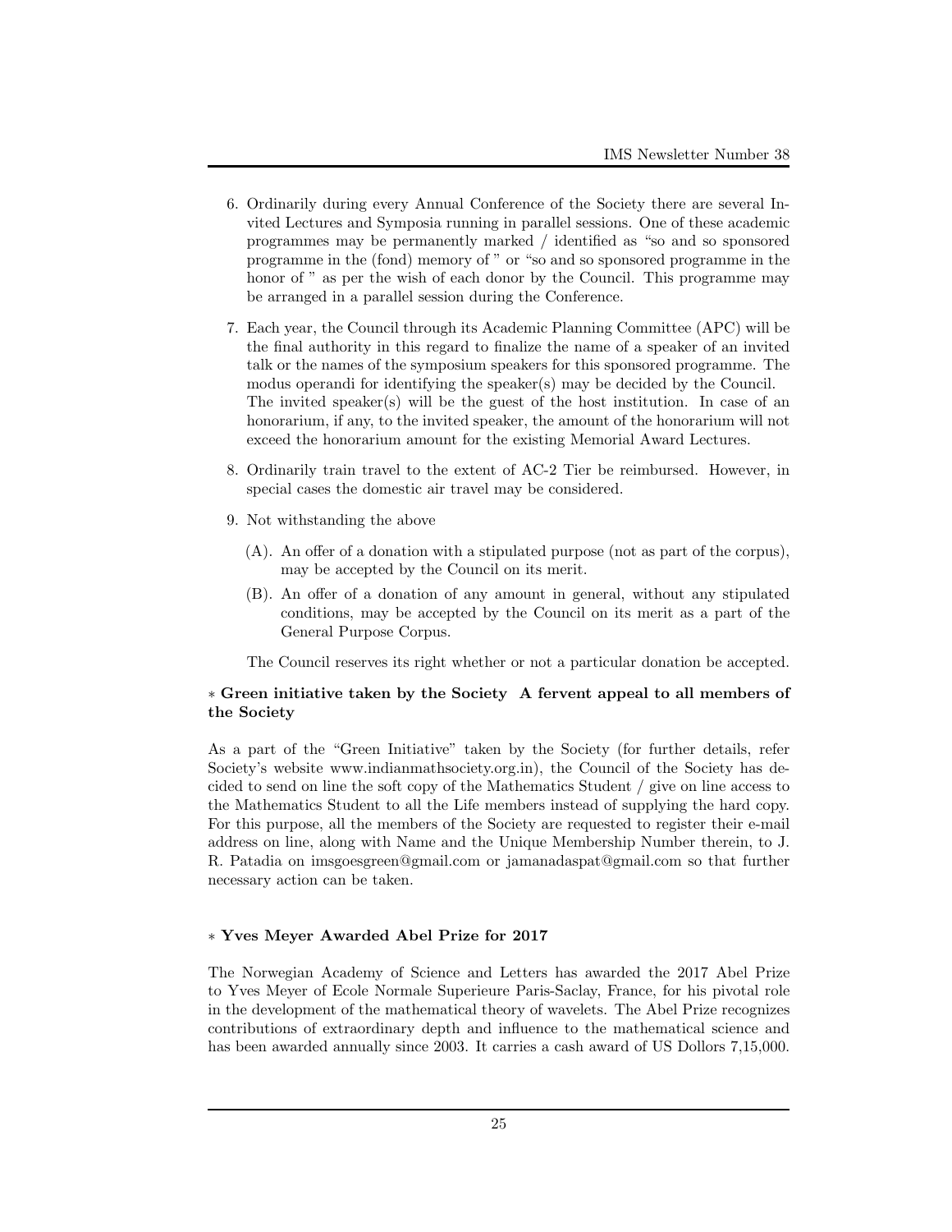6. Ordinarily during every Annual Conference of the Society there are several Invited Lectures and Symposia running in parallel sessions. One of these academic programmes may be permanently marked / identified as "so and so sponsored programme in the (fond) memory of " or "so and so sponsored programme in the honor of " as per the wish of each donor by the Council. This programme may be arranged in a parallel session during the Conference.

7. Each year, the Council through its Academic Planning Committee (APC) will be the final authority in this regard to finalize the name of a speaker of an invited talk or the names of the symposium speakers for this sponsored programme. The modus operandi for identifying the speaker(s) may be decided by the Council. The invited speaker(s) will be the guest of the host institution. In case of an honorarium, if any, to the invited speaker, the amount of the honorarium will not exceed the honorarium amount for the existing Memorial Award Lectures.

8. Ordinarily train travel to the extent of AC-2 Tier be reimbursed. However, in special cases the domestic air travel may be considered.

9. Not withstanding the above

   (A). An offer of a donation with a stipulated purpose (not as part of the corpus), may be accepted by the Council on its merit.

   (B). An offer of a donation of any amount in general, without any stipulated conditions, may be accepted by the Council on its merit as a part of the General Purpose Corpus.

   The Council reserves its right whether or not a particular donation be accepted.

### ∗ Green initiative taken by the Society A fervent appeal to all members of the Society

As a part of the "Green Initiative" taken by the Society (for further details, refer Society's website www.indianmathsociety.org.in), the Council of the Society has decided to send on line the soft copy of the Mathematics Student / give on line access to the Mathematics Student to all the Life members instead of supplying the hard copy. For this purpose, all the members of the Society are requested to register their e-mail address on line, along with Name and the Unique Membership Number therein, to J. R. Patadia on imsgoesgreen@gmail.com or jamanadaspat@gmail.com so that further necessary action can be taken.

### ∗ Yves Meyer Awarded Abel Prize for 2017

The Norwegian Academy of Science and Letters has awarded the 2017 Abel Prize to Yves Meyer of Ecole Normale Superieure Paris-Saclay, France, for his pivotal role in the development of the mathematical theory of wavelets. The Abel Prize recognizes contributions of extraordinary depth and influence to the mathematical science and has been awarded annually since 2003. It carries a cash award of US Dollors 7,15,000.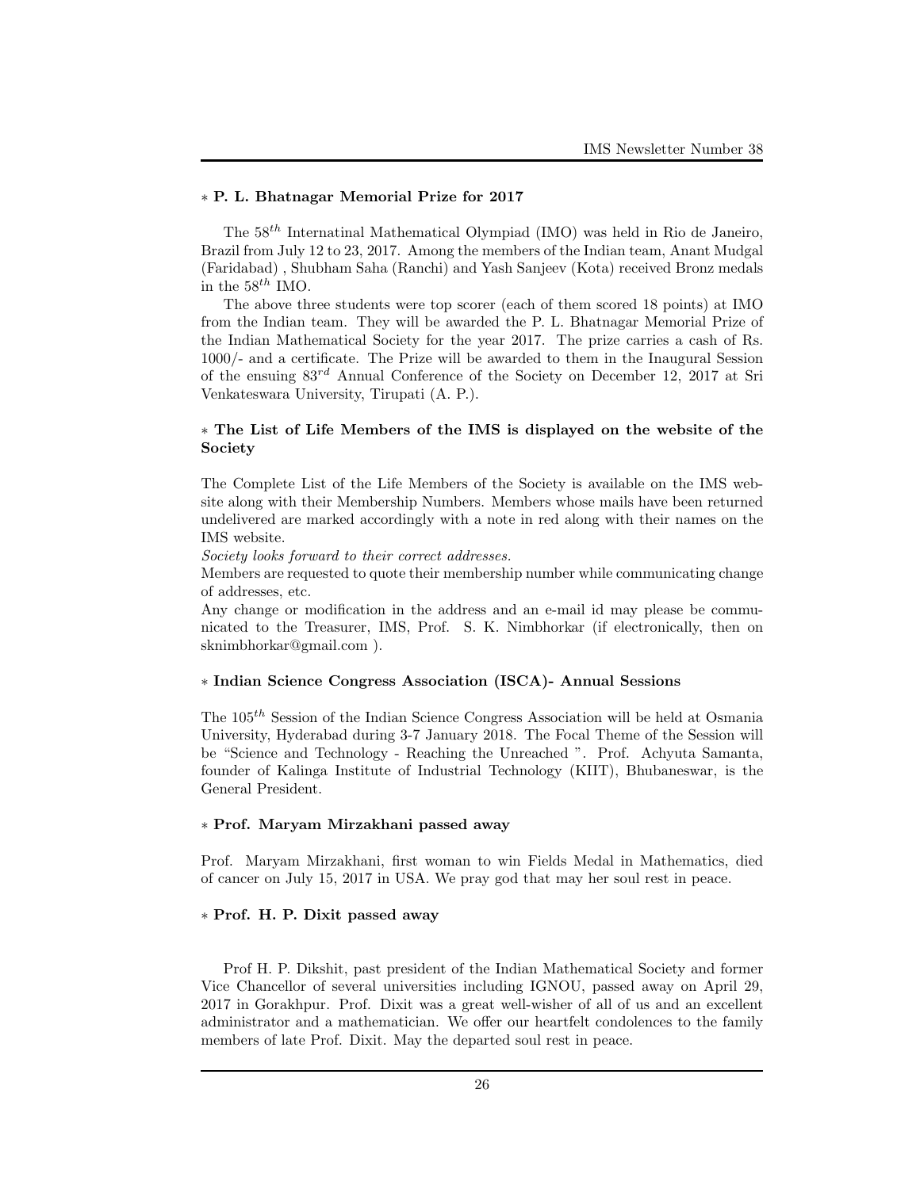### ∗ P. L. Bhatnagar Memorial Prize for 2017

The $58^{th}$ Internatinal Mathematical Olympiad (IMO) was held in Rio de Janeiro, Brazil from July 12 to 23, 2017. Among the members of the Indian team, Anant Mudgal (Faridabad) , Shubham Saha (Ranchi) and Yash Sanjeev (Kota) received Bronz medals in the $58^{th}$ IMO.

The above three students were top scorer (each of them scored 18 points) at IMO from the Indian team. They will be awarded the P. L. Bhatnagar Memorial Prize of the Indian Mathematical Society for the year 2017. The prize carries a cash of Rs. 1000/- and a certificate. The Prize will be awarded to them in the Inaugural Session of the ensuing $83^{rd}$ Annual Conference of the Society on December 12, 2017 at Sri Venkateswara University, Tirupati (A. P.).

### ∗ The List of Life Members of the IMS is displayed on the website of the Society

The Complete List of the Life Members of the Society is available on the IMS website along with their Membership Numbers. Members whose mails have been returned undelivered are marked accordingly with a note in red along with their names on the IMS website.

*Society looks forward to their correct addresses.*

Members are requested to quote their membership number while communicating change of addresses, etc.

Any change or modification in the address and an e-mail id may please be communicated to the Treasurer, IMS, Prof. S. K. Nimbhorkar (if electronically, then on sknimbhorkar@gmail.com ).

### ∗ Indian Science Congress Association (ISCA)- Annual Sessions

The $105^{th}$ Session of the Indian Science Congress Association will be held at Osmania University, Hyderabad during 3-7 January 2018. The Focal Theme of the Session will be "Science and Technology - Reaching the Unreached ". Prof. Achyuta Samanta, founder of Kalinga Institute of Industrial Technology (KIIT), Bhubaneswar, is the General President.

### ∗ Prof. Maryam Mirzakhani passed away

Prof. Maryam Mirzakhani, first woman to win Fields Medal in Mathematics, died of cancer on July 15, 2017 in USA. We pray god that may her soul rest in peace.

### ∗ Prof. H. P. Dixit passed away

Prof H. P. Dikshit, past president of the Indian Mathematical Society and former Vice Chancellor of several universities including IGNOU, passed away on April 29, 2017 in Gorakhpur. Prof. Dixit was a great well-wisher of all of us and an excellent administrator and a mathematician. We offer our heartfelt condolences to the family members of late Prof. Dixit. May the departed soul rest in peace.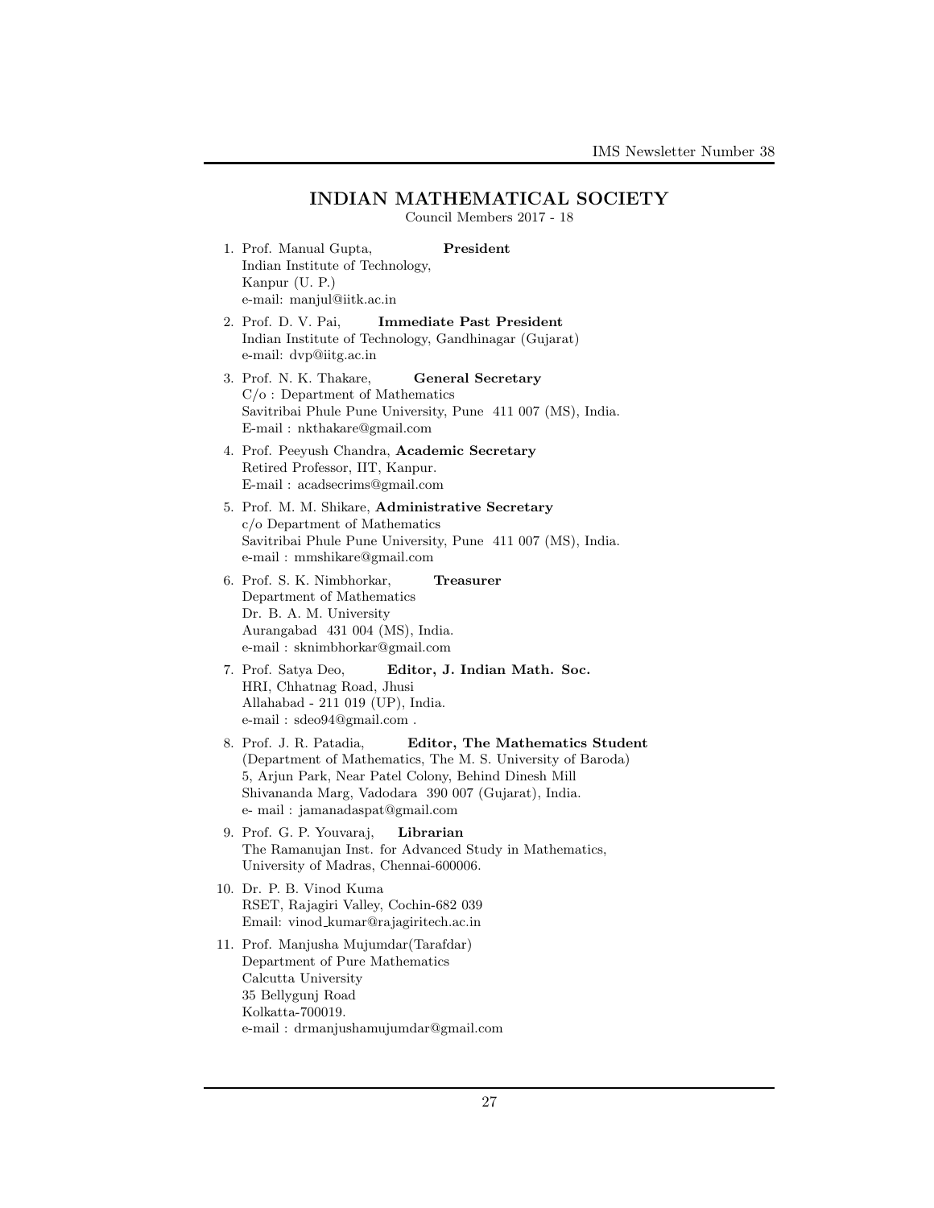# INDIAN MATHEMATICAL SOCIETY

Council Members 2017 - 18

1. Prof. Manual Gupta, **President**
   Indian Institute of Technology,
   Kanpur (U. P.)
   e-mail: manjul@iitk.ac.in

2. Prof. D. V. Pai, **Immediate Past President**
   Indian Institute of Technology, Gandhinagar (Gujarat)
   e-mail: dvp@iitg.ac.in

3. Prof. N. K. Thakare, **General Secretary**
   C/o : Department of Mathematics
   Savitribai Phule Pune University, Pune 411 007 (MS), India.
   E-mail : nkthakare@gmail.com

4. Prof. Peeyush Chandra, **Academic Secretary**
   Retired Professor, IIT, Kanpur.
   E-mail : acadsecrims@gmail.com

5. Prof. M. M. Shikare, **Administrative Secretary**
   c/o Department of Mathematics
   Savitribai Phule Pune University, Pune 411 007 (MS), India.
   e-mail : mmshikare@gmail.com

6. Prof. S. K. Nimbhorkar, **Treasurer**
   Department of Mathematics
   Dr. B. A. M. University
   Aurangabad 431 004 (MS), India.
   e-mail : sknimbhorkar@gmail.com

7. Prof. Satya Deo, **Editor, J. Indian Math. Soc.**
   HRI, Chhatnag Road, Jhusi
   Allahabad - 211 019 (UP), India.
   e-mail : sdeo94@gmail.com .

8. Prof. J. R. Patadia, **Editor, The Mathematics Student**
   (Department of Mathematics, The M. S. University of Baroda)
   5, Arjun Park, Near Patel Colony, Behind Dinesh Mill
   Shivananda Marg, Vadodara 390 007 (Gujarat), India.
   e- mail : jamanadaspat@gmail.com

9. Prof. G. P. Youvaraj, **Librarian**
   The Ramanujan Inst. for Advanced Study in Mathematics,
   University of Madras, Chennai-600006.

10. Dr. P. B. Vinod Kuma
    RSET, Rajagiri Valley, Cochin-682 039
    Email: vinod_kumar@rajagiritech.ac.in

11. Prof. Manjusha Mujumdar(Tarafdar)
    Department of Pure Mathematics
    Calcutta University
    35 Bellygunj Road
    Kolkatta-700019.
    e-mail : drmanjushamujumdar@gmail.com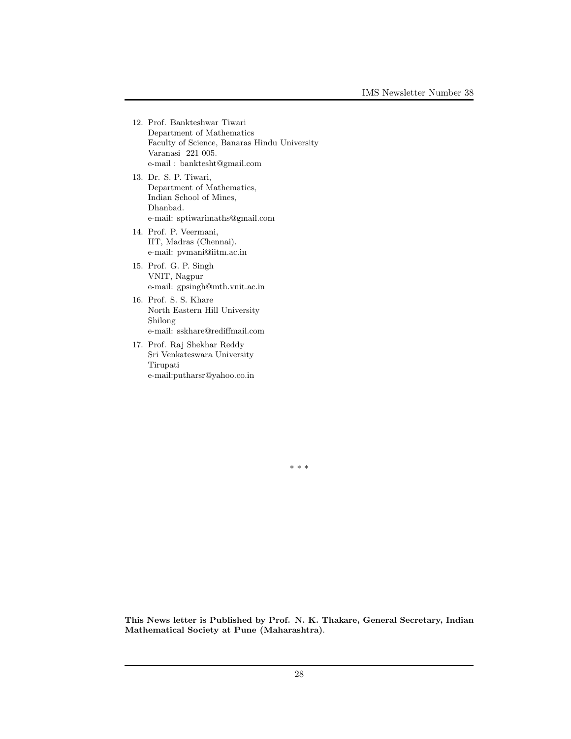12. Prof. Bankteshwar Tiwari
    Department of Mathematics
    Faculty of Science, Banaras Hindu University
    Varanasi 221 005.
    e-mail : banktesht@gmail.com

13. Dr. S. P. Tiwari,
    Department of Mathematics,
    Indian School of Mines,
    Dhanbad.
    e-mail: sptiwarimaths@gmail.com

14. Prof. P. Veermani,
    IIT, Madras (Chennai).
    e-mail: pvmani@iitm.ac.in

15. Prof. G. P. Singh
    VNIT, Nagpur
    e-mail: gpsingh@mth.vnit.ac.in

16. Prof. S. S. Khare
    North Eastern Hill University
    Shilong
    e-mail: sskhare@rediffmail.com

17. Prof. Raj Shekhar Reddy
    Sri Venkateswara University
    Tirupati
    e-mail:putharsr@yahoo.co.in

\* \* \*

**This News letter is Published by Prof. N. K. Thakare, General Secretary, Indian Mathematical Society at Pune (Maharashtra)**.